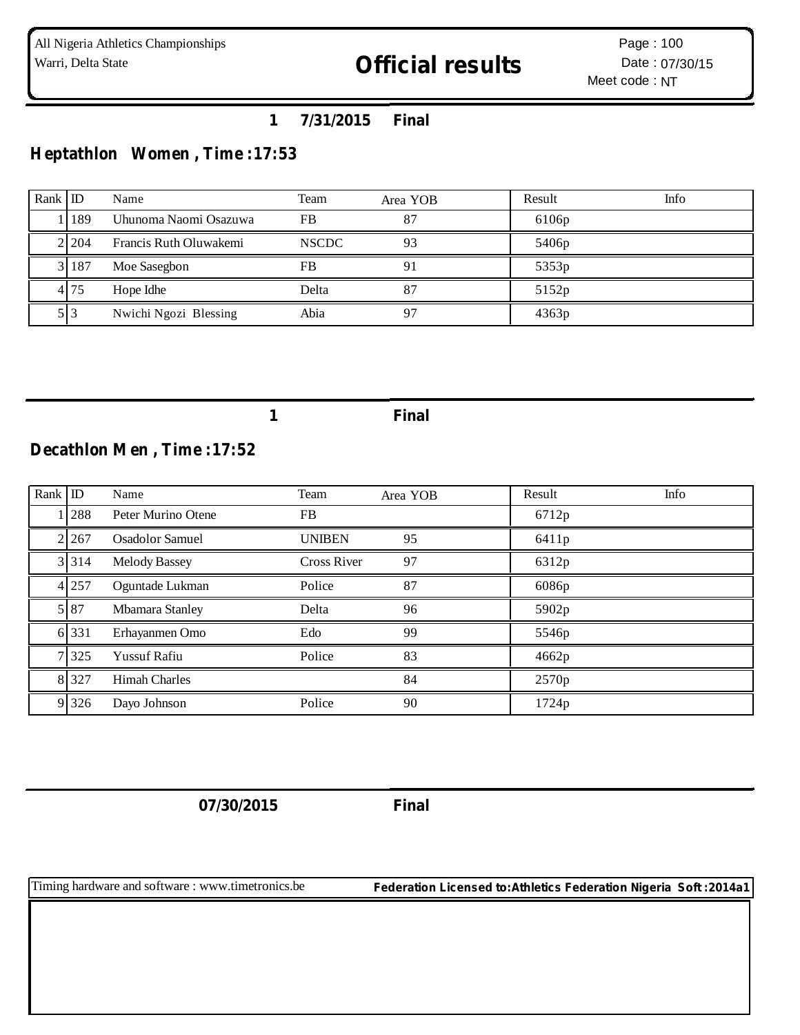All Nigeria Athletics Championships
Warri, Delta State

# Official results

Page : 100
Date : 07/30/15
Meet code : NT

**1 7/31/2015 Final**

## Heptathlon Women , Time :17:53

| Rank | ID | Name | Team | Area YOB | Result | Info |
|---|---|---|---|---|---|---|
| 1 | 189 | Uhunoma Naomi Osazuwa | FB | 87 | 6106p | |
| 2 | 204 | Francis Ruth Oluwakemi | NSCDC | 93 | 5406p | |
| 3 | 187 | Moe Sasegbon | FB | 91 | 5353p | |
| 4 | 75 | Hope Idhe | Delta | 87 | 5152p | |
| 5 | 3 | Nwichi Ngozi Blessing | Abia | 97 | 4363p | |

**1 Final**

## Decathlon Men , Time :17:52

| Rank | ID | Name | Team | Area YOB | Result | Info |
|---|---|---|---|---|---|---|
| 1 | 288 | Peter Murino Otene | FB | | 6712p | |
| 2 | 267 | Osadolor Samuel | UNIBEN | 95 | 6411p | |
| 3 | 314 | Melody Bassey | Cross River | 97 | 6312p | |
| 4 | 257 | Oguntade Lukman | Police | 87 | 6086p | |
| 5 | 87 | Mbamara Stanley | Delta | 96 | 5902p | |
| 6 | 331 | Erhayanmen Omo | Edo | 99 | 5546p | |
| 7 | 325 | Yussuf Rafiu | Police | 83 | 4662p | |
| 8 | 327 | Himah Charles | | 84 | 2570p | |
| 9 | 326 | Dayo Johnson | Police | 90 | 1724p | |

**07/30/2015 Final**

Timing hardware and software : www.timetronics.be
Federation Licensed to:Athletics Federation Nigeria Soft :2014a1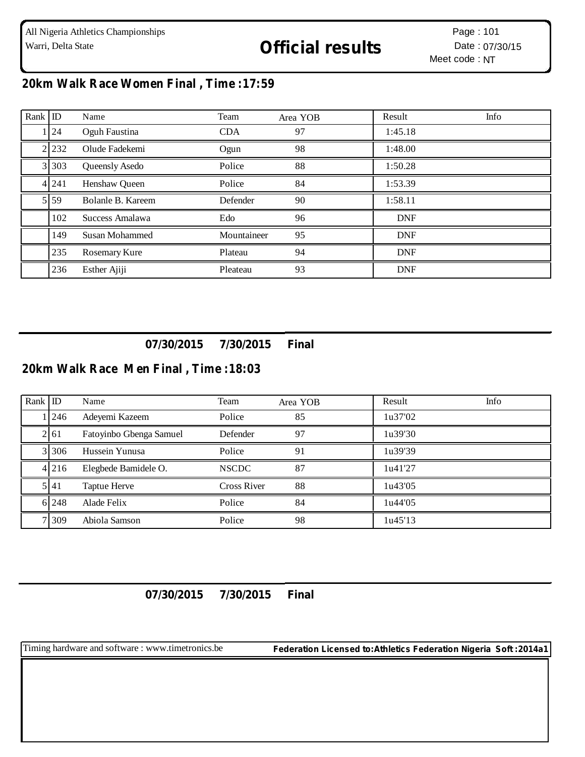All Nigeria Athletics Championships
Warri, Delta State

# Official results

Page : 101
Date : 07/30/15
Meet code : NT

## 20km Walk Race Women Final , Time :17:59

| Rank | ID | Name | Team | Area YOB | Result | Info |
|---|---|---|---|---|---|---|
| 1 | 24 | Oguh Faustina | CDA | 97 | 1:45.18 | |
| 2 | 232 | Olude Fadekemi | Ogun | 98 | 1:48.00 | |
| 3 | 303 | Queensly Asedo | Police | 88 | 1:50.28 | |
| 4 | 241 | Henshaw Queen | Police | 84 | 1:53.39 | |
| 5 | 59 | Bolanle B. Kareem | Defender | 90 | 1:58.11 | |
| | 102 | Success Amalawa | Edo | 96 | DNF | |
| | 149 | Susan Mohammed | Mountaineer | 95 | DNF | |
| | 235 | Rosemary Kure | Plateau | 94 | DNF | |
| | 236 | Esther Ajiji | Pleateau | 93 | DNF | |

**07/30/2015 7/30/2015 Final**

## 20km Walk Race Men Final , Time :18:03

| Rank | ID | Name | Team | Area YOB | Result | Info |
|---|---|---|---|---|---|---|
| 1 | 246 | Adeyemi Kazeem | Police | 85 | 1u37'02 | |
| 2 | 61 | Fatoyinbo Gbenga Samuel | Defender | 97 | 1u39'30 | |
| 3 | 306 | Hussein Yunusa | Police | 91 | 1u39'39 | |
| 4 | 216 | Elegbede Bamidele O. | NSCDC | 87 | 1u41'27 | |
| 5 | 41 | Taptue Herve | Cross River | 88 | 1u43'05 | |
| 6 | 248 | Alade Felix | Police | 84 | 1u44'05 | |
| 7 | 309 | Abiola Samson | Police | 98 | 1u45'13 | |

**07/30/2015 7/30/2015 Final**

Timing hardware and software : www.timetronics.be **Federation Licensed to:Athletics Federation Nigeria Soft :2014a1**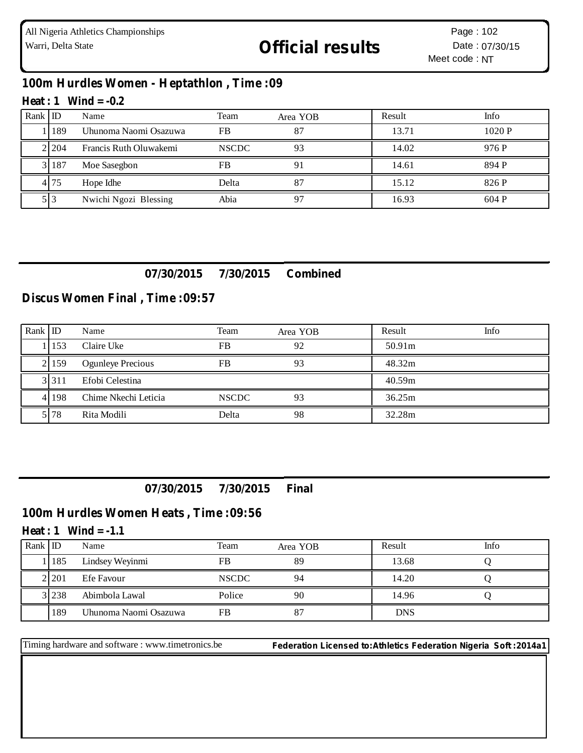## 100m Hurdles Women - Heptathlon , Time :09

### Heat : 1 Wind = -0.2

| Rank | ID | Name | Team | Area YOB | Result | Info |
|---|---|---|---|---|---|---|
| 1 | 189 | Uhunoma Naomi Osazuwa | FB | 87 | 13.71 | 1020 P |
| 2 | 204 | Francis Ruth Oluwakemi | NSCDC | 93 | 14.02 | 976 P |
| 3 | 187 | Moe Sasegbon | FB | 91 | 14.61 | 894 P |
| 4 | 75 | Hope Idhe | Delta | 87 | 15.12 | 826 P |
| 5 | 3 | Nwichi Ngozi Blessing | Abia | 97 | 16.93 | 604 P |

**07/30/2015 7/30/2015 Combined**

## Discus Women Final , Time :09:57

| Rank | ID | Name | Team | Area YOB | Result | Info |
|---|---|---|---|---|---|---|
| 1 | 153 | Claire Uke | FB | 92 | 50.91m | |
| 2 | 159 | Ogunleye Precious | FB | 93 | 48.32m | |
| 3 | 311 | Efobi Celestina | | | 40.59m | |
| 4 | 198 | Chime Nkechi Leticia | NSCDC | 93 | 36.25m | |
| 5 | 78 | Rita Modili | Delta | 98 | 32.28m | |

**07/30/2015 7/30/2015 Final**

## 100m Hurdles Women Heats , Time :09:56

### Heat : 1 Wind = -1.1

| Rank | ID | Name | Team | Area YOB | Result | Info |
|---|---|---|---|---|---|---|
| 1 | 185 | Lindsey Weyinmi | FB | 89 | 13.68 | Q |
| 2 | 201 | Efe Favour | NSCDC | 94 | 14.20 | Q |
| 3 | 238 | Abimbola Lawal | Police | 90 | 14.96 | Q |
| | 189 | Uhunoma Naomi Osazuwa | FB | 87 | DNS | |

Timing hardware and software : www.timetronics.be **Federation Licensed to:Athletics Federation Nigeria Soft :2014a1**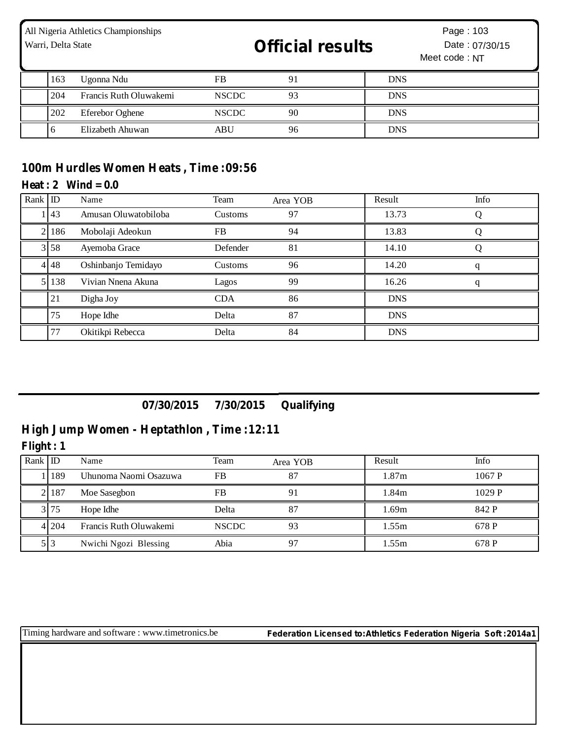| | | | | | | |
|---|---|---|---|---|---|---|
| | 163 | Ugonna Ndu | FB | 91 | DNS | |
| | 204 | Francis Ruth Oluwakemi | NSCDC | 93 | DNS | |
| | 202 | Eferebor Oghene | NSCDC | 90 | DNS | |
| | 6 | Elizabeth Ahuwan | ABU | 96 | DNS | |

## 100m Hurdles Women Heats , Time :09:56

**Heat : 2 Wind = 0.0**

| Rank | ID | Name | Team | Area YOB | Result | Info |
|---|---|---|---|---|---|---|
| 1 | 43 | Amusan Oluwatobiloba | Customs | 97 | 13.73 | Q |
| 2 | 186 | Mobolaji Adeokun | FB | 94 | 13.83 | Q |
| 3 | 58 | Ayemoba Grace | Defender | 81 | 14.10 | Q |
| 4 | 48 | Oshinbanjo Temidayo | Customs | 96 | 14.20 | q |
| 5 | 138 | Vivian Nnena Akuna | Lagos | 99 | 16.26 | q |
| | 21 | Digha Joy | CDA | 86 | DNS | |
| | 75 | Hope Idhe | Delta | 87 | DNS | |
| | 77 | Okitikpi Rebecca | Delta | 84 | DNS | |

**07/30/2015 7/30/2015 Qualifying**

## High Jump Women - Heptathlon , Time :12:11

**Flight : 1**

| Rank | ID | Name | Team | Area YOB | Result | Info |
|---|---|---|---|---|---|---|
| 1 | 189 | Uhunoma Naomi Osazuwa | FB | 87 | 1.87m | 1067 P |
| 2 | 187 | Moe Sasegbon | FB | 91 | 1.84m | 1029 P |
| 3 | 75 | Hope Idhe | Delta | 87 | 1.69m | 842 P |
| 4 | 204 | Francis Ruth Oluwakemi | NSCDC | 93 | 1.55m | 678 P |
| 5 | 3 | Nwichi Ngozi Blessing | Abia | 97 | 1.55m | 678 P |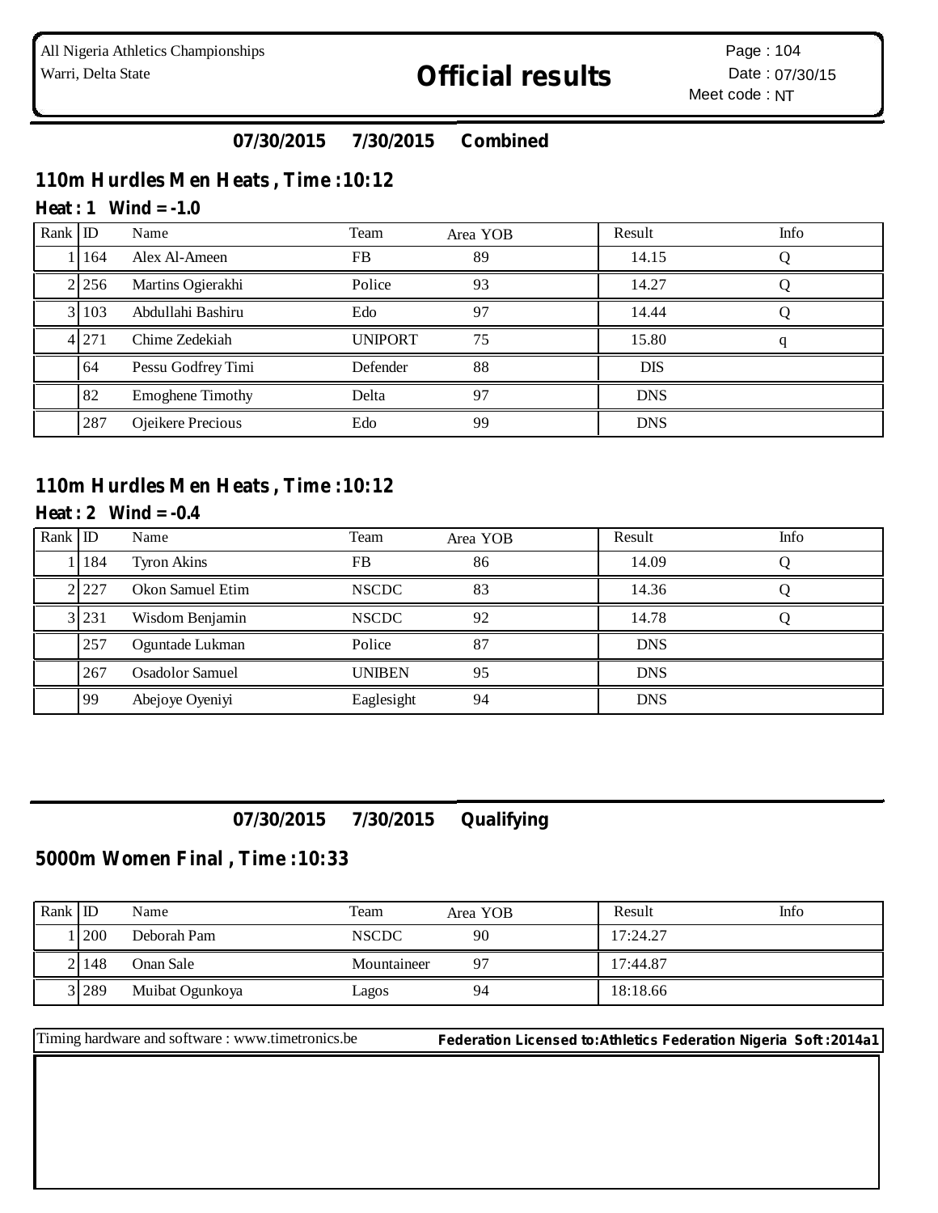**07/30/2015 7/30/2015 Combined**

## 110m Hurdles Men Heats , Time :10:12

### Heat : 1 Wind = -1.0

| Rank | ID | Name | Team | Area YOB | Result | Info |
|---|---|---|---|---|---|---|
| 1 | 164 | Alex Al-Ameen | FB | 89 | 14.15 | Q |
| 2 | 256 | Martins Ogierakhi | Police | 93 | 14.27 | Q |
| 3 | 103 | Abdullahi Bashiru | Edo | 97 | 14.44 | Q |
| 4 | 271 | Chime Zedekiah | UNIPORT | 75 | 15.80 | q |
| | 64 | Pessu Godfrey Timi | Defender | 88 | DIS | |
| | 82 | Emoghene Timothy | Delta | 97 | DNS | |
| | 287 | Ojeikere Precious | Edo | 99 | DNS | |

## 110m Hurdles Men Heats , Time :10:12

### Heat : 2 Wind = -0.4

| Rank | ID | Name | Team | Area YOB | Result | Info |
|---|---|---|---|---|---|---|
| 1 | 184 | Tyron Akins | FB | 86 | 14.09 | Q |
| 2 | 227 | Okon Samuel Etim | NSCDC | 83 | 14.36 | Q |
| 3 | 231 | Wisdom Benjamin | NSCDC | 92 | 14.78 | Q |
| | 257 | Oguntade Lukman | Police | 87 | DNS | |
| | 267 | Osadolor Samuel | UNIBEN | 95 | DNS | |
| | 99 | Abejoye Oyeniyi | Eaglesight | 94 | DNS | |

**07/30/2015 7/30/2015 Qualifying**

## 5000m Women Final , Time :10:33

| Rank | ID | Name | Team | Area YOB | Result | Info |
|---|---|---|---|---|---|---|
| 1 | 200 | Deborah Pam | NSCDC | 90 | 17:24.27 | |
| 2 | 148 | Onan Sale | Mountaineer | 97 | 17:44.87 | |
| 3 | 289 | Muibat Ogunkoya | Lagos | 94 | 18:18.66 | |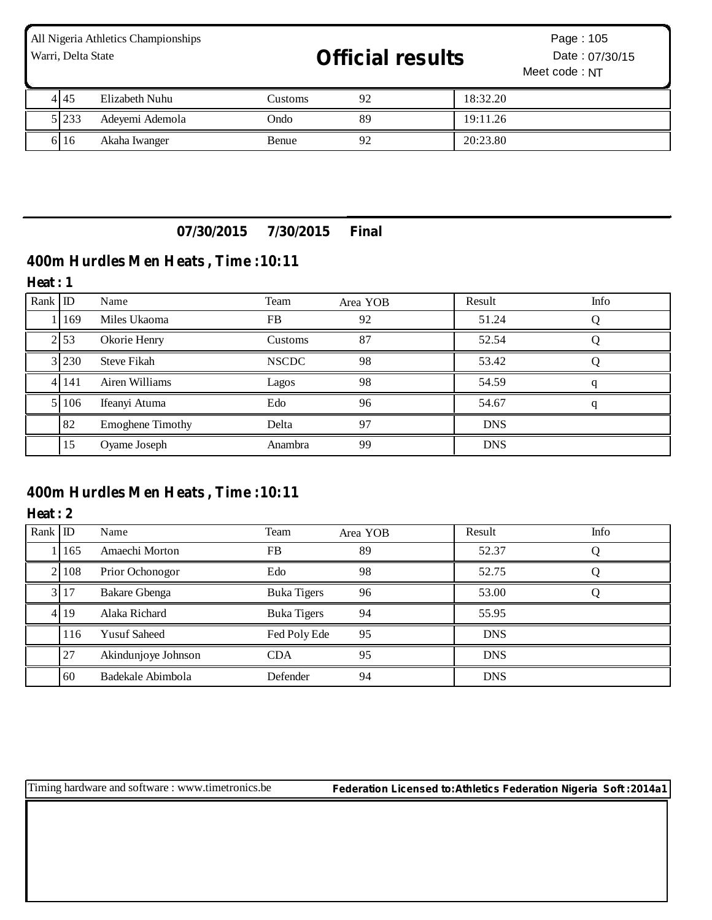| Rank | ID | Name | Team | Area YOB | Result | Info |
|---|---|---|---|---|---|---|
| 4 | 45 | Elizabeth Nuhu | Customs | 92 | 18:32.20 | |
| 5 | 233 | Adeyemi Ademola | Ondo | 89 | 19:11.26 | |
| 6 | 16 | Akaha Iwanger | Benue | 92 | 20:23.80 | |

**07/30/2015 7/30/2015 Final**

## 400m Hurdles Men Heats , Time :10:11

### Heat : 1

| Rank | ID | Name | Team | Area YOB | Result | Info |
|---|---|---|---|---|---|---|
| 1 | 169 | Miles Ukaoma | FB | 92 | 51.24 | Q |
| 2 | 53 | Okorie Henry | Customs | 87 | 52.54 | Q |
| 3 | 230 | Steve Fikah | NSCDC | 98 | 53.42 | Q |
| 4 | 141 | Airen Williams | Lagos | 98 | 54.59 | q |
| 5 | 106 | Ifeanyi Atuma | Edo | 96 | 54.67 | q |
| | 82 | Emoghene Timothy | Delta | 97 | DNS | |
| | 15 | Oyame Joseph | Anambra | 99 | DNS | |

## 400m Hurdles Men Heats , Time :10:11

### Heat : 2

| Rank | ID | Name | Team | Area YOB | Result | Info |
|---|---|---|---|---|---|---|
| 1 | 165 | Amaechi Morton | FB | 89 | 52.37 | Q |
| 2 | 108 | Prior Ochonogor | Edo | 98 | 52.75 | Q |
| 3 | 17 | Bakare Gbenga | Buka Tigers | 96 | 53.00 | Q |
| 4 | 19 | Alaka Richard | Buka Tigers | 94 | 55.95 | |
| | 116 | Yusuf Saheed | Fed Poly Ede | 95 | DNS | |
| | 27 | Akindunjoye Johnson | CDA | 95 | DNS | |
| | 60 | Badekale Abimbola | Defender | 94 | DNS | |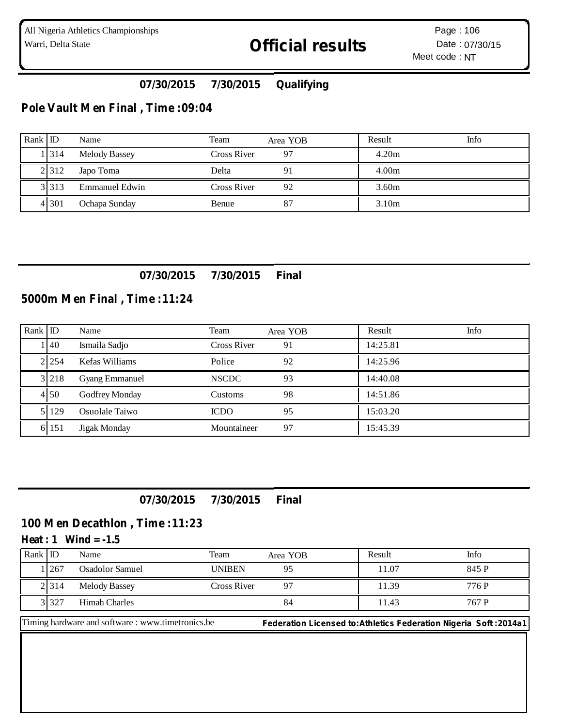### 07/30/2015 7/30/2015 Qualifying

## Pole Vault Men Final , Time :09:04

| Rank | ID | Name | Team | Area YOB | Result | Info |
|---|---|---|---|---|---|---|
| 1 | 314 | Melody Bassey | Cross River | 97 | 4.20m | |
| 2 | 312 | Japo Toma | Delta | 91 | 4.00m | |
| 3 | 313 | Emmanuel Edwin | Cross River | 92 | 3.60m | |
| 4 | 301 | Ochapa Sunday | Benue | 87 | 3.10m | |

### 07/30/2015 7/30/2015 Final

## 5000m Men Final , Time :11:24

| Rank | ID | Name | Team | Area YOB | Result | Info |
|---|---|---|---|---|---|---|
| 1 | 40 | Ismaila Sadjo | Cross River | 91 | 14:25.81 | |
| 2 | 254 | Kefas Williams | Police | 92 | 14:25.96 | |
| 3 | 218 | Gyang Emmanuel | NSCDC | 93 | 14:40.08 | |
| 4 | 50 | Godfrey Monday | Customs | 98 | 14:51.86 | |
| 5 | 129 | Osuolale Taiwo | ICDO | 95 | 15:03.20 | |
| 6 | 151 | Jigak Monday | Mountaineer | 97 | 15:45.39 | |

### 07/30/2015 7/30/2015 Final

## 100 Men Decathlon , Time :11:23

**Heat : 1 Wind = -1.5**

| Rank | ID | Name | Team | Area YOB | Result | Info |
|---|---|---|---|---|---|---|
| 1 | 267 | Osadolor Samuel | UNIBEN | 95 | 11.07 | 845 P |
| 2 | 314 | Melody Bassey | Cross River | 97 | 11.39 | 776 P |
| 3 | 327 | Himah Charles | | 84 | 11.43 | 767 P |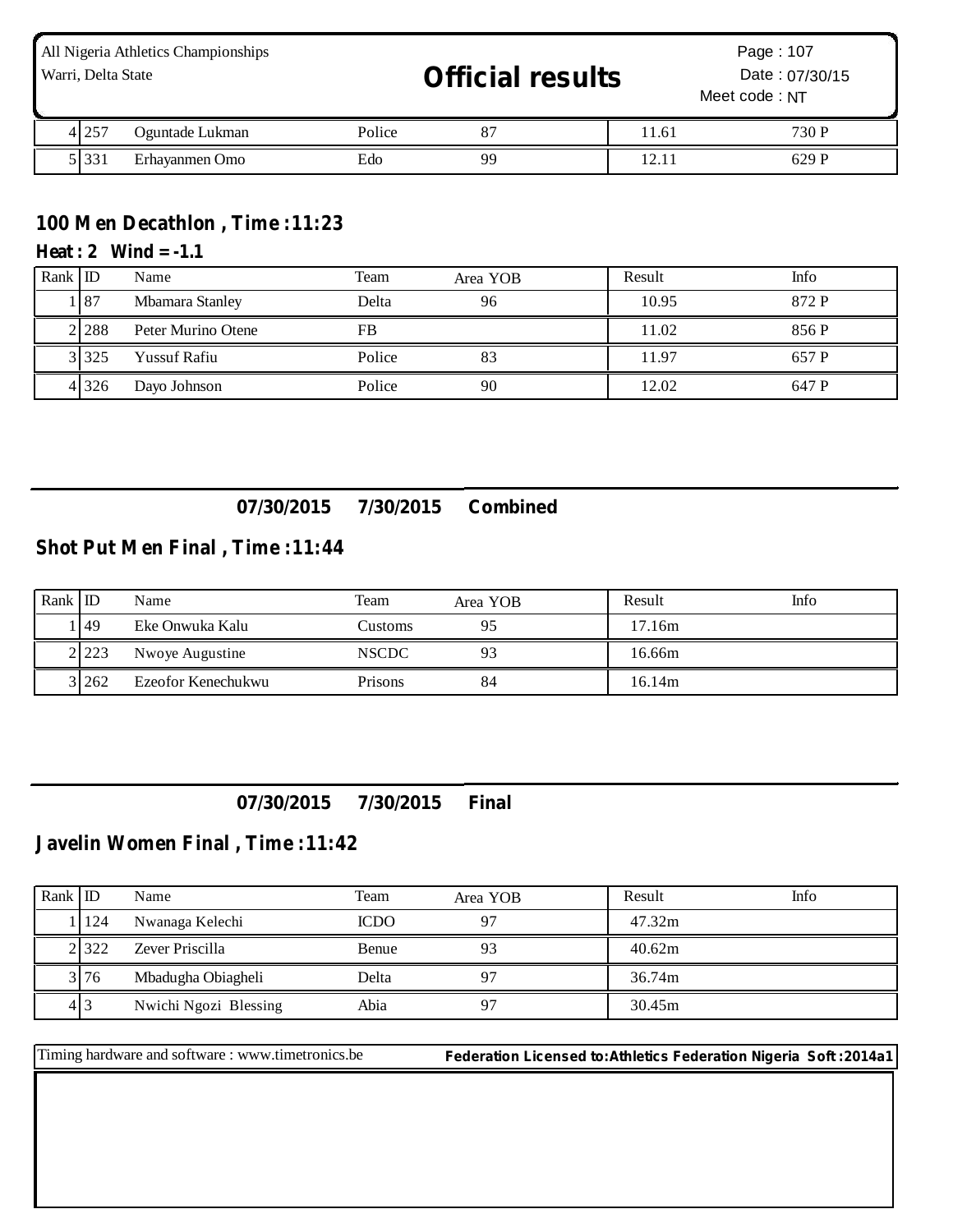| Rank | ID | Name | Team | Area YOB | Result | Info |
|---|---|---|---|---|---|---|
| 4 | 257 | Oguntade Lukman | Police | 87 | 11.61 | 730 P |
| 5 | 331 | Erhayanmen Omo | Edo | 99 | 12.11 | 629 P |

## 100 Men Decathlon , Time :11:23

### Heat : 2 Wind = -1.1

| Rank | ID | Name | Team | Area YOB | Result | Info |
|---|---|---|---|---|---|---|
| 1 | 87 | Mbamara Stanley | Delta | 96 | 10.95 | 872 P |
| 2 | 288 | Peter Murino Otene | FB | | 11.02 | 856 P |
| 3 | 325 | Yussuf Rafiu | Police | 83 | 11.97 | 657 P |
| 4 | 326 | Dayo Johnson | Police | 90 | 12.02 | 647 P |

**07/30/2015 7/30/2015 Combined**

## Shot Put Men Final , Time :11:44

| Rank | ID | Name | Team | Area YOB | Result | Info |
|---|---|---|---|---|---|---|
| 1 | 49 | Eke Onwuka Kalu | Customs | 95 | 17.16m | |
| 2 | 223 | Nwoye Augustine | NSCDC | 93 | 16.66m | |
| 3 | 262 | Ezeofor Kenechukwu | Prisons | 84 | 16.14m | |

**07/30/2015 7/30/2015 Final**

## Javelin Women Final , Time :11:42

| Rank | ID | Name | Team | Area YOB | Result | Info |
|---|---|---|---|---|---|---|
| 1 | 124 | Nwanaga Kelechi | ICDO | 97 | 47.32m | |
| 2 | 322 | Zever Priscilla | Benue | 93 | 40.62m | |
| 3 | 76 | Mbadugha Obiagheli | Delta | 97 | 36.74m | |
| 4 | 3 | Nwichi Ngozi Blessing | Abia | 97 | 30.45m | |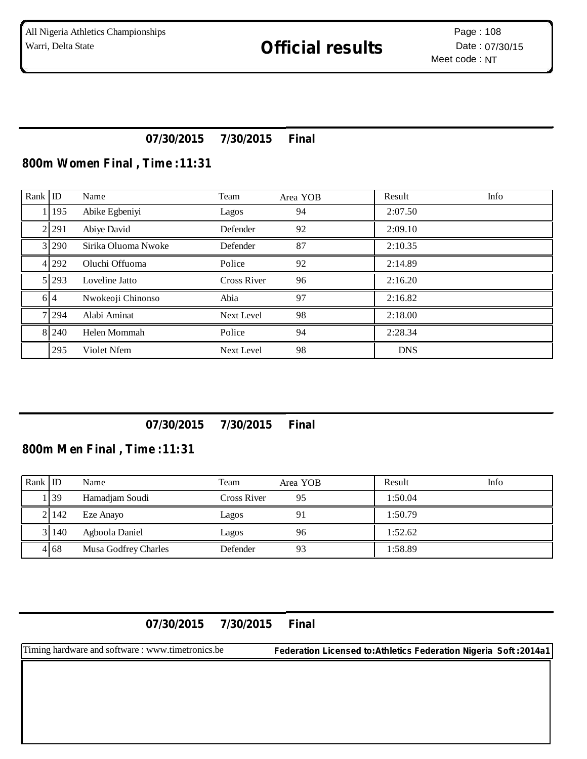**07/30/2015 7/30/2015 Final**

## 800m Women Final , Time :11:31

| Rank | ID | Name | Team | Area YOB | Result | Info |
|---|---|---|---|---|---|---|
| 1 | 195 | Abike Egbeniyi | Lagos | 94 | 2:07.50 | |
| 2 | 291 | Abiye David | Defender | 92 | 2:09.10 | |
| 3 | 290 | Sirika Oluoma Nwoke | Defender | 87 | 2:10.35 | |
| 4 | 292 | Oluchi Offuoma | Police | 92 | 2:14.89 | |
| 5 | 293 | Loveline Jatto | Cross River | 96 | 2:16.20 | |
| 6 | 4 | Nwokeoji Chinonso | Abia | 97 | 2:16.82 | |
| 7 | 294 | Alabi Aminat | Next Level | 98 | 2:18.00 | |
| 8 | 240 | Helen Mommah | Police | 94 | 2:28.34 | |
| | 295 | Violet Nfem | Next Level | 98 | DNS | |

**07/30/2015 7/30/2015 Final**

## 800m Men Final , Time :11:31

| Rank | ID | Name | Team | Area YOB | Result | Info |
|---|---|---|---|---|---|---|
| 1 | 39 | Hamadjam Soudi | Cross River | 95 | 1:50.04 | |
| 2 | 142 | Eze Anayo | Lagos | 91 | 1:50.79 | |
| 3 | 140 | Agboola Daniel | Lagos | 96 | 1:52.62 | |
| 4 | 68 | Musa Godfrey Charles | Defender | 93 | 1:58.89 | |

**07/30/2015 7/30/2015 Final**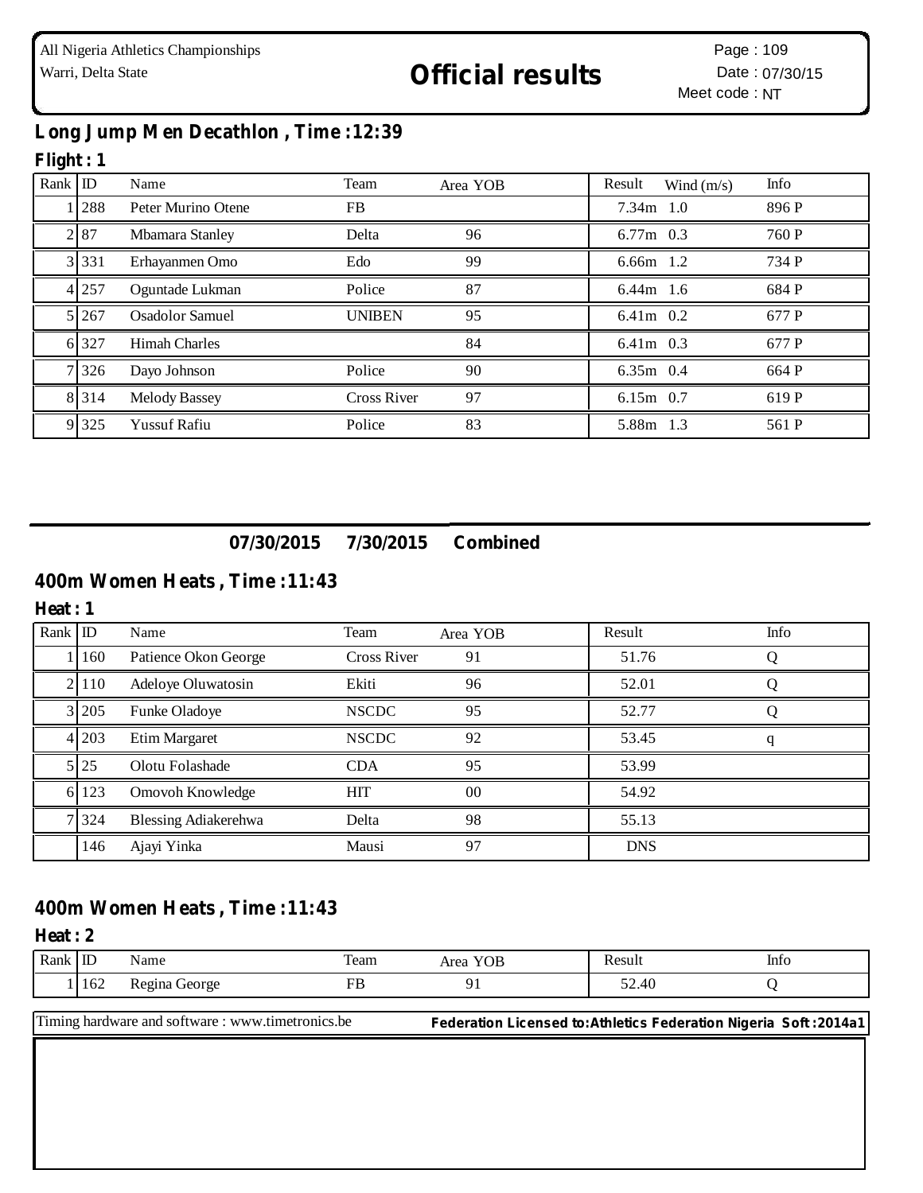All Nigeria Athletics Championships
Warri, Delta State

# Official results

Date : 07/30/15
Meet code : NT

## Long Jump Men Decathlon , Time :12:39

### Flight : 1

| Rank | ID | Name | Team | Area YOB | Result | Wind (m/s) | Info |
|---|---|---|---|---|---|---|---|
| 1 | 288 | Peter Murino Otene | FB | | 7.34m | 1.0 | 896 P |
| 2 | 87 | Mbamara Stanley | Delta | 96 | 6.77m | 0.3 | 760 P |
| 3 | 331 | Erhayanmen Omo | Edo | 99 | 6.66m | 1.2 | 734 P |
| 4 | 257 | Oguntade Lukman | Police | 87 | 6.44m | 1.6 | 684 P |
| 5 | 267 | Osadolor Samuel | UNIBEN | 95 | 6.41m | 0.2 | 677 P |
| 6 | 327 | Himah Charles | | 84 | 6.41m | 0.3 | 677 P |
| 7 | 326 | Dayo Johnson | Police | 90 | 6.35m | 0.4 | 664 P |
| 8 | 314 | Melody Bassey | Cross River | 97 | 6.15m | 0.7 | 619 P |
| 9 | 325 | Yussuf Rafiu | Police | 83 | 5.88m | 1.3 | 561 P |

**07/30/2015 7/30/2015 Combined**

## 400m Women Heats , Time :11:43

### Heat : 1

| Rank | ID | Name | Team | Area YOB | Result | Info |
|---|---|---|---|---|---|---|
| 1 | 160 | Patience Okon George | Cross River | 91 | 51.76 | Q |
| 2 | 110 | Adeloye Oluwatosin | Ekiti | 96 | 52.01 | Q |
| 3 | 205 | Funke Oladoye | NSCDC | 95 | 52.77 | Q |
| 4 | 203 | Etim Margaret | NSCDC | 92 | 53.45 | q |
| 5 | 25 | Olotu Folashade | CDA | 95 | 53.99 | |
| 6 | 123 | Omovoh Knowledge | HIT | 00 | 54.92 | |
| 7 | 324 | Blessing Adiakerehwa | Delta | 98 | 55.13 | |
| | 146 | Ajayi Yinka | Mausi | 97 | DNS | |

## 400m Women Heats , Time :11:43

### Heat : 2

| Rank | ID | Name | Team | Area YOB | Result | Info |
|---|---|---|---|---|---|---|
| 1 | 162 | Regina George | FB | 91 | 52.40 | Q |

Timing hardware and software : www.timetronics.be    **Federation Licensed to:Athletics Federation Nigeria Soft :2014a1**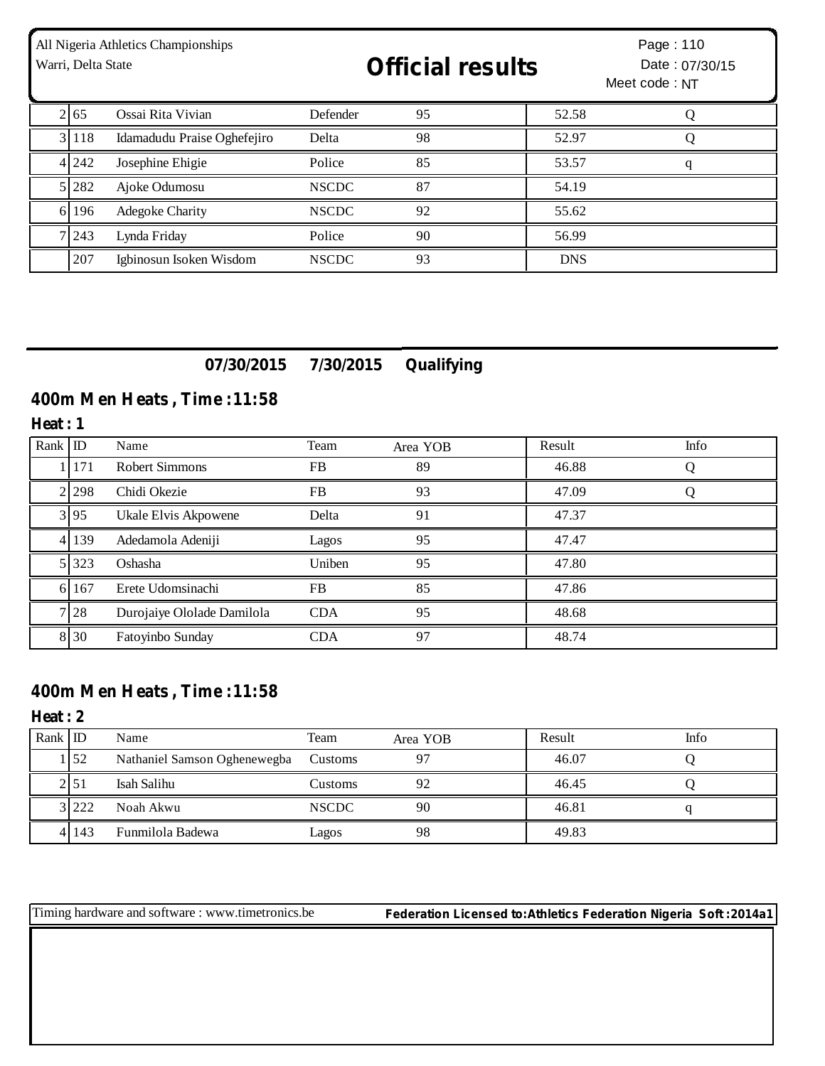| Rank | ID | Name | Team | Area YOB | Result | Info |
|---|---|---|---|---|---|---|
| 2 | 65 | Ossai Rita Vivian | Defender | 95 | 52.58 | Q |
| 3 | 118 | Idamadudu Praise Oghefejiro | Delta | 98 | 52.97 | Q |
| 4 | 242 | Josephine Ehigie | Police | 85 | 53.57 | q |
| 5 | 282 | Ajoke Odumosu | NSCDC | 87 | 54.19 | |
| 6 | 196 | Adegoke Charity | NSCDC | 92 | 55.62 | |
| 7 | 243 | Lynda Friday | Police | 90 | 56.99 | |
| | 207 | Igbinosun Isoken Wisdom | NSCDC | 93 | DNS | |

**07/30/2015 7/30/2015 Qualifying**

## 400m Men Heats , Time :11:58

**Heat : 1**

| Rank | ID | Name | Team | Area YOB | Result | Info |
|---|---|---|---|---|---|---|
| 1 | 171 | Robert Simmons | FB | 89 | 46.88 | Q |
| 2 | 298 | Chidi Okezie | FB | 93 | 47.09 | Q |
| 3 | 95 | Ukale Elvis Akpowene | Delta | 91 | 47.37 | |
| 4 | 139 | Adedamola Adeniji | Lagos | 95 | 47.47 | |
| 5 | 323 | Oshasha | Uniben | 95 | 47.80 | |
| 6 | 167 | Erete Udomsinachi | FB | 85 | 47.86 | |
| 7 | 28 | Durojaiye Ololade Damilola | CDA | 95 | 48.68 | |
| 8 | 30 | Fatoyinbo Sunday | CDA | 97 | 48.74 | |

## 400m Men Heats , Time :11:58

**Heat : 2**

| Rank | ID | Name | Team | Area YOB | Result | Info |
|---|---|---|---|---|---|---|
| 1 | 52 | Nathaniel Samson Oghenewegba | Customs | 97 | 46.07 | Q |
| 2 | 51 | Isah Salihu | Customs | 92 | 46.45 | Q |
| 3 | 222 | Noah Akwu | NSCDC | 90 | 46.81 | q |
| 4 | 143 | Funmilola Badewa | Lagos | 98 | 49.83 | |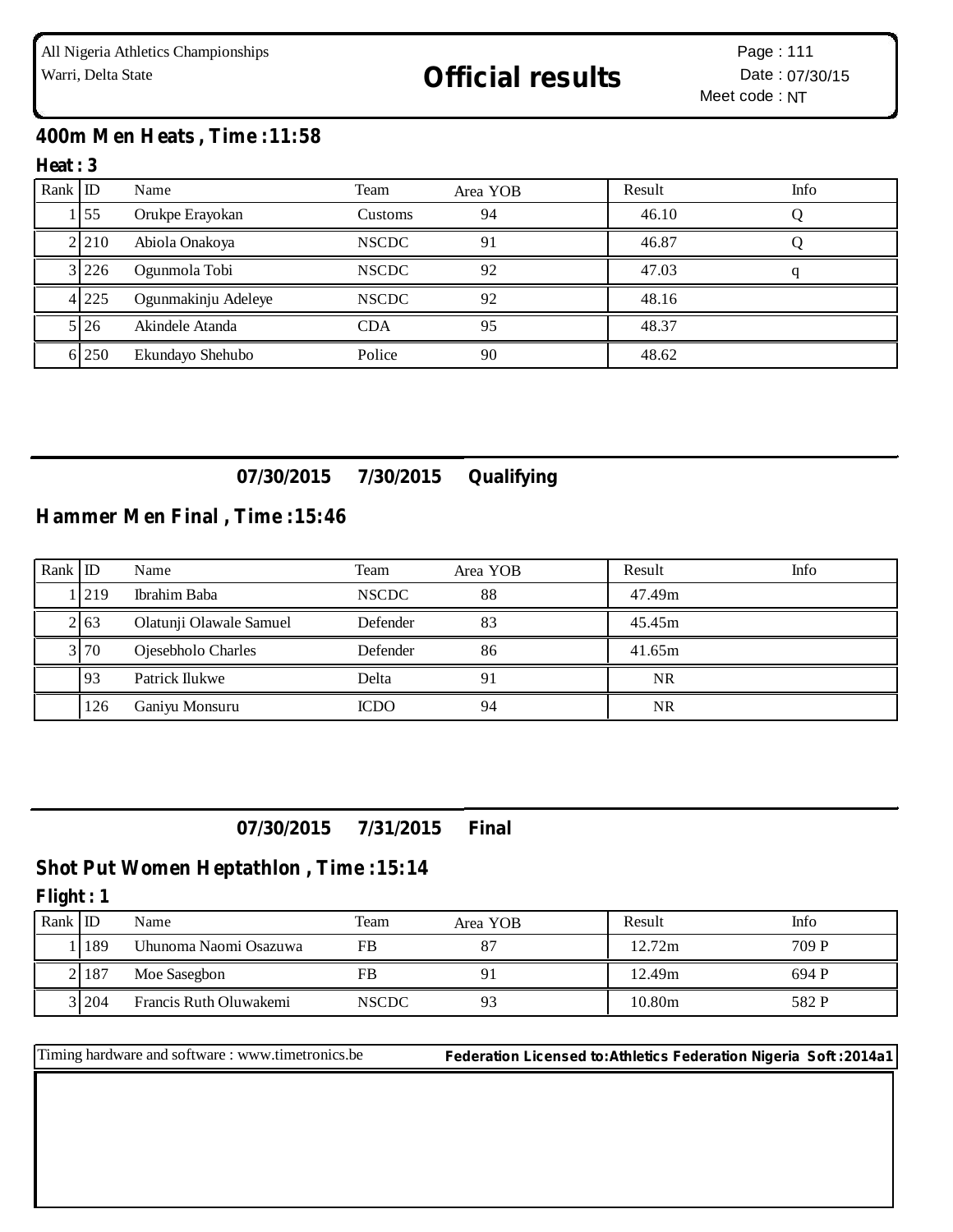## 400m Men Heats , Time :11:58

### Heat : 3

| Rank | ID | Name | Team | Area YOB | Result | Info |
|---|---|---|---|---|---|---|
| 1 | 55 | Orukpe Erayokan | Customs | 94 | 46.10 | Q |
| 2 | 210 | Abiola Onakoya | NSCDC | 91 | 46.87 | Q |
| 3 | 226 | Ogunmola Tobi | NSCDC | 92 | 47.03 | q |
| 4 | 225 | Ogunmakinju Adeleye | NSCDC | 92 | 48.16 | |
| 5 | 26 | Akindele Atanda | CDA | 95 | 48.37 | |
| 6 | 250 | Ekundayo Shehubo | Police | 90 | 48.62 | |

**07/30/2015 7/30/2015 Qualifying**

## Hammer Men Final , Time :15:46

| Rank | ID | Name | Team | Area YOB | Result | Info |
|---|---|---|---|---|---|---|
| 1 | 219 | Ibrahim Baba | NSCDC | 88 | 47.49m | |
| 2 | 63 | Olatunji Olawale Samuel | Defender | 83 | 45.45m | |
| 3 | 70 | Ojesebholo Charles | Defender | 86 | 41.65m | |
| | 93 | Patrick Ilukwe | Delta | 91 | NR | |
| | 126 | Ganiyu Monsuru | ICDO | 94 | NR | |

**07/30/2015 7/31/2015 Final**

## Shot Put Women Heptathlon , Time :15:14

### Flight : 1

| Rank | ID | Name | Team | Area YOB | Result | Info |
|---|---|---|---|---|---|---|
| 1 | 189 | Uhunoma Naomi Osazuwa | FB | 87 | 12.72m | 709 P |
| 2 | 187 | Moe Sasegbon | FB | 91 | 12.49m | 694 P |
| 3 | 204 | Francis Ruth Oluwakemi | NSCDC | 93 | 10.80m | 582 P |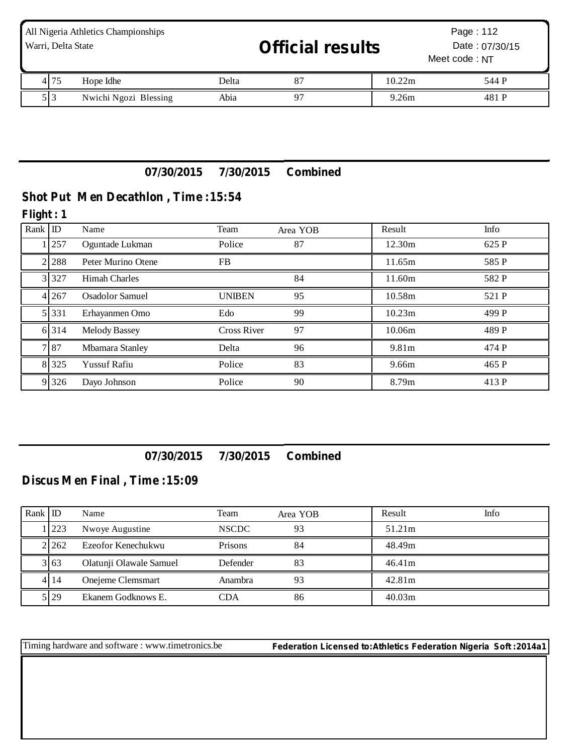| Rank | ID | Name | Team | Area YOB | Result | Info |
|---|---|---|---|---|---|---|
| 4 | 75 | Hope Idhe | Delta | 87 | 10.22m | 544 P |
| 5 | 3 | Nwichi Ngozi Blessing | Abia | 97 | 9.26m | 481 P |

**07/30/2015 7/30/2015 Combined**

## Shot Put Men Decathlon , Time :15:54

**Flight : 1**

| Rank | ID | Name | Team | Area YOB | Result | Info |
|---|---|---|---|---|---|---|
| 1 | 257 | Oguntade Lukman | Police | 87 | 12.30m | 625 P |
| 2 | 288 | Peter Murino Otene | FB | | 11.65m | 585 P |
| 3 | 327 | Himah Charles | | 84 | 11.60m | 582 P |
| 4 | 267 | Osadolor Samuel | UNIBEN | 95 | 10.58m | 521 P |
| 5 | 331 | Erhayanmen Omo | Edo | 99 | 10.23m | 499 P |
| 6 | 314 | Melody Bassey | Cross River | 97 | 10.06m | 489 P |
| 7 | 87 | Mbamara Stanley | Delta | 96 | 9.81m | 474 P |
| 8 | 325 | Yussuf Rafiu | Police | 83 | 9.66m | 465 P |
| 9 | 326 | Dayo Johnson | Police | 90 | 8.79m | 413 P |

**07/30/2015 7/30/2015 Combined**

## Discus Men Final , Time :15:09

| Rank | ID | Name | Team | Area YOB | Result | Info |
|---|---|---|---|---|---|---|
| 1 | 223 | Nwoye Augustine | NSCDC | 93 | 51.21m | |
| 2 | 262 | Ezeofor Kenechukwu | Prisons | 84 | 48.49m | |
| 3 | 63 | Olatunji Olawale Samuel | Defender | 83 | 46.41m | |
| 4 | 14 | Onejeme Clemsmart | Anambra | 93 | 42.81m | |
| 5 | 29 | Ekanem Godknows E. | CDA | 86 | 40.03m | |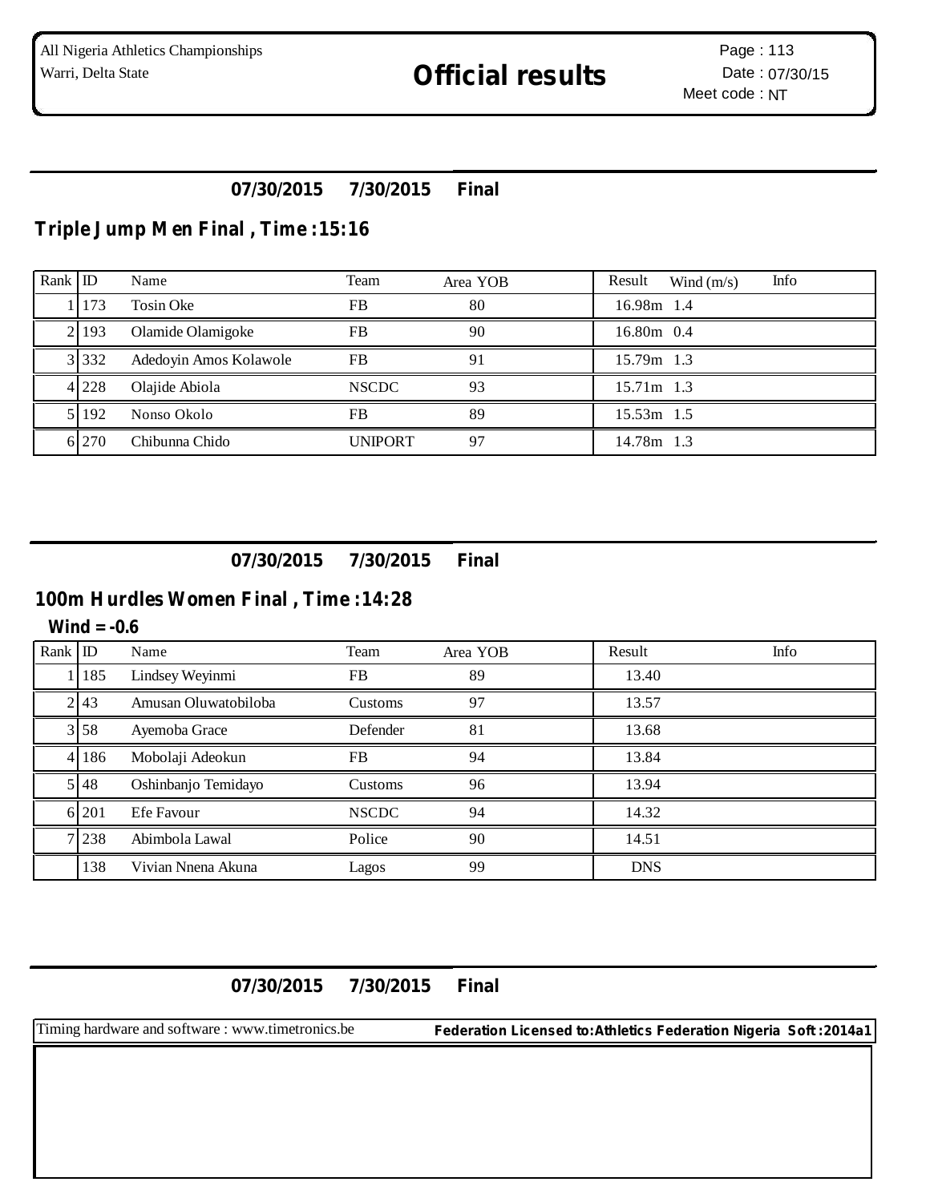**07/30/2015 7/30/2015 Final**

## Triple Jump Men Final , Time :15:16

| Rank | ID | Name | Team | Area YOB | Result | Wind (m/s) | Info |
|---|---|---|---|---|---|---|---|
| 1 | 173 | Tosin Oke | FB | 80 | 16.98m | 1.4 | |
| 2 | 193 | Olamide Olamigoke | FB | 90 | 16.80m | 0.4 | |
| 3 | 332 | Adedoyin Amos Kolawole | FB | 91 | 15.79m | 1.3 | |
| 4 | 228 | Olajide Abiola | NSCDC | 93 | 15.71m | 1.3 | |
| 5 | 192 | Nonso Okolo | FB | 89 | 15.53m | 1.5 | |
| 6 | 270 | Chibunna Chido | UNIPORT | 97 | 14.78m | 1.3 | |

**07/30/2015 7/30/2015 Final**

## 100m Hurdles Women Final , Time :14:28

**Wind = -0.6**

| Rank | ID | Name | Team | Area YOB | Result | Info |
|---|---|---|---|---|---|---|
| 1 | 185 | Lindsey Weyinmi | FB | 89 | 13.40 | |
| 2 | 43 | Amusan Oluwatobiloba | Customs | 97 | 13.57 | |
| 3 | 58 | Ayemoba Grace | Defender | 81 | 13.68 | |
| 4 | 186 | Mobolaji Adeokun | FB | 94 | 13.84 | |
| 5 | 48 | Oshinbanjo Temidayo | Customs | 96 | 13.94 | |
| 6 | 201 | Efe Favour | NSCDC | 94 | 14.32 | |
| 7 | 238 | Abimbola Lawal | Police | 90 | 14.51 | |
| | 138 | Vivian Nnena Akuna | Lagos | 99 | DNS | |

**07/30/2015 7/30/2015 Final**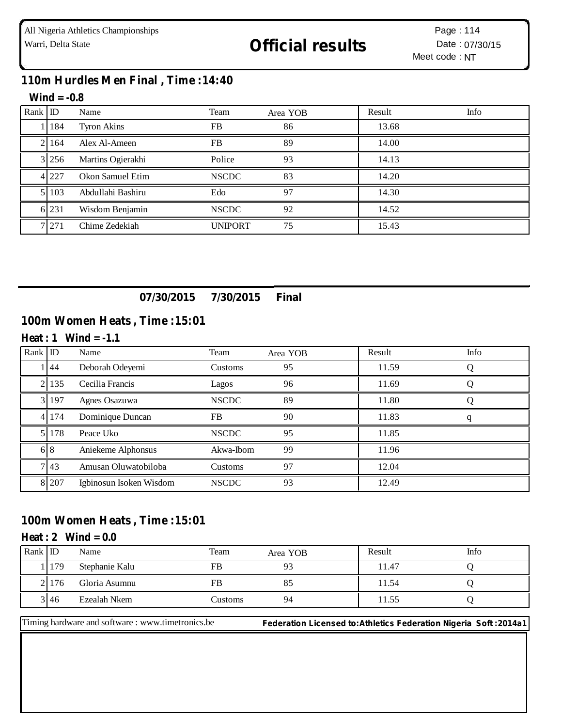All Nigeria Athletics Championships
Warri, Delta State

# Official results

Page : 114
Date : 07/30/15
Meet code : NT

## 110m Hurdles Men Final , Time :14:40

**Wind = -0.8**

| Rank | ID | Name | Team | Area YOB | Result | Info |
|---|---|---|---|---|---|---|
| 1 | 184 | Tyron Akins | FB | 86 | 13.68 | |
| 2 | 164 | Alex Al-Ameen | FB | 89 | 14.00 | |
| 3 | 256 | Martins Ogierakhi | Police | 93 | 14.13 | |
| 4 | 227 | Okon Samuel Etim | NSCDC | 83 | 14.20 | |
| 5 | 103 | Abdullahi Bashiru | Edo | 97 | 14.30 | |
| 6 | 231 | Wisdom Benjamin | NSCDC | 92 | 14.52 | |
| 7 | 271 | Chime Zedekiah | UNIPORT | 75 | 15.43 | |

**07/30/2015 7/30/2015 Final**

## 100m Women Heats , Time :15:01

**Heat : 1 Wind = -1.1**

| Rank | ID | Name | Team | Area YOB | Result | Info |
|---|---|---|---|---|---|---|
| 1 | 44 | Deborah Odeyemi | Customs | 95 | 11.59 | Q |
| 2 | 135 | Cecilia Francis | Lagos | 96 | 11.69 | Q |
| 3 | 197 | Agnes Osazuwa | NSCDC | 89 | 11.80 | Q |
| 4 | 174 | Dominique Duncan | FB | 90 | 11.83 | q |
| 5 | 178 | Peace Uko | NSCDC | 95 | 11.85 | |
| 6 | 8 | Aniekeme Alphonsus | Akwa-Ibom | 99 | 11.96 | |
| 7 | 43 | Amusan Oluwatobiloba | Customs | 97 | 12.04 | |
| 8 | 207 | Igbinosun Isoken Wisdom | NSCDC | 93 | 12.49 | |

## 100m Women Heats , Time :15:01

**Heat : 2 Wind = 0.0**

| Rank | ID | Name | Team | Area YOB | Result | Info |
|---|---|---|---|---|---|---|
| 1 | 179 | Stephanie Kalu | FB | 93 | 11.47 | Q |
| 2 | 176 | Gloria Asumnu | FB | 85 | 11.54 | Q |
| 3 | 46 | Ezealah Nkem | Customs | 94 | 11.55 | Q |

Timing hardware and software : www.timetronics.be

**Federation Licensed to:Athletics Federation Nigeria Soft :2014a1**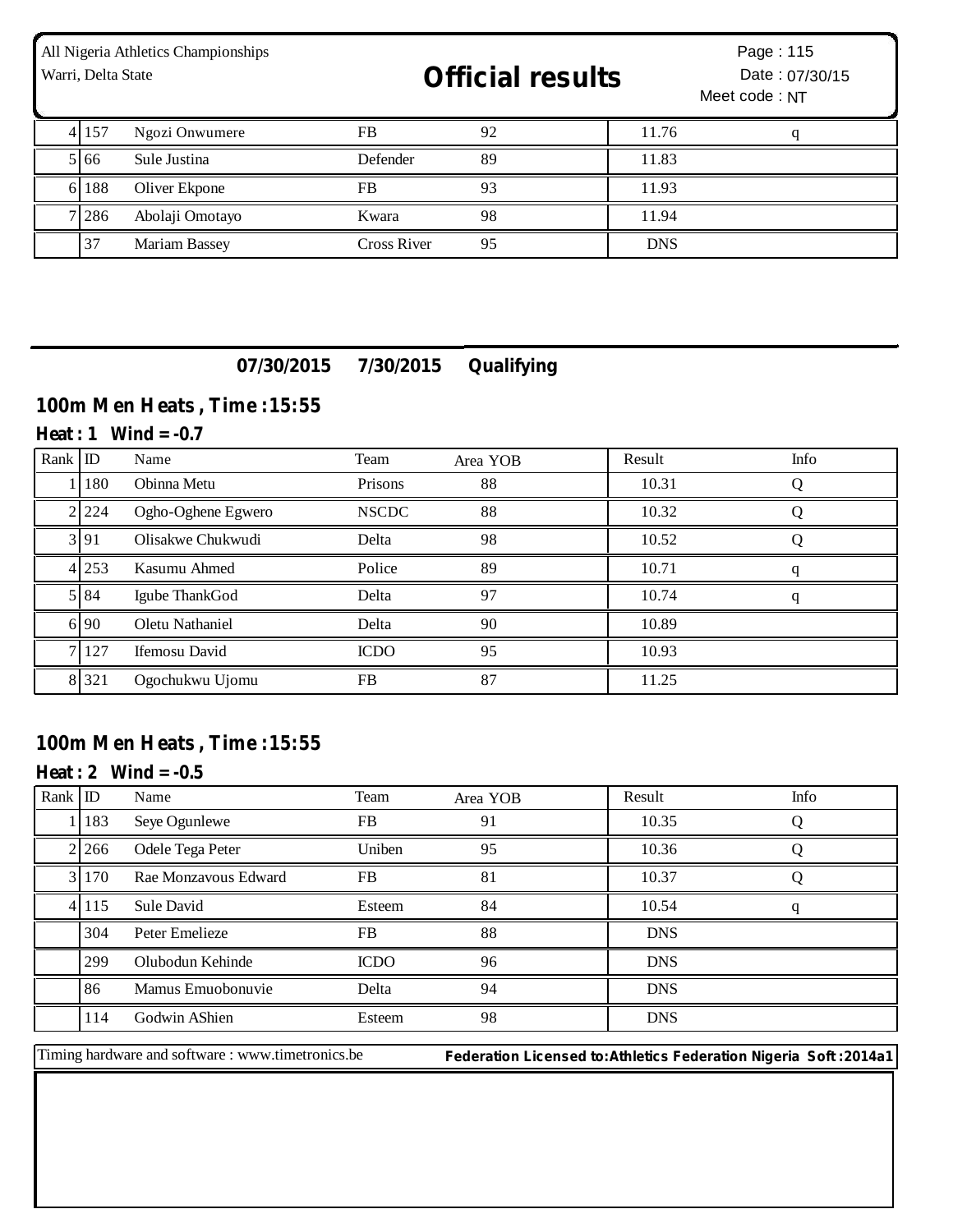| Rank | ID | Name | Team | Area YOB | Result | Info |
|---|---|---|---|---|---|---|
| 4 | 157 | Ngozi Onwumere | FB | 92 | 11.76 | q |
| 5 | 66 | Sule Justina | Defender | 89 | 11.83 | |
| 6 | 188 | Oliver Ekpone | FB | 93 | 11.93 | |
| 7 | 286 | Abolaji Omotayo | Kwara | 98 | 11.94 | |
| | 37 | Mariam Bassey | Cross River | 95 | DNS | |

**07/30/2015 7/30/2015 Qualifying**

## 100m Men Heats , Time :15:55

### Heat : 1 Wind = -0.7

| Rank | ID | Name | Team | Area YOB | Result | Info |
|---|---|---|---|---|---|---|
| 1 | 180 | Obinna Metu | Prisons | 88 | 10.31 | Q |
| 2 | 224 | Ogho-Oghene Egwero | NSCDC | 88 | 10.32 | Q |
| 3 | 91 | Olisakwe Chukwudi | Delta | 98 | 10.52 | Q |
| 4 | 253 | Kasumu Ahmed | Police | 89 | 10.71 | q |
| 5 | 84 | Igube ThankGod | Delta | 97 | 10.74 | q |
| 6 | 90 | Oletu Nathaniel | Delta | 90 | 10.89 | |
| 7 | 127 | Ifemosu David | ICDO | 95 | 10.93 | |
| 8 | 321 | Ogochukwu Ujomu | FB | 87 | 11.25 | |

## 100m Men Heats , Time :15:55

### Heat : 2 Wind = -0.5

| Rank | ID | Name | Team | Area YOB | Result | Info |
|---|---|---|---|---|---|---|
| 1 | 183 | Seye Ogunlewe | FB | 91 | 10.35 | Q |
| 2 | 266 | Odele Tega Peter | Uniben | 95 | 10.36 | Q |
| 3 | 170 | Rae Monzavous Edward | FB | 81 | 10.37 | Q |
| 4 | 115 | Sule David | Esteem | 84 | 10.54 | q |
| | 304 | Peter Emelieze | FB | 88 | DNS | |
| | 299 | Olubodun Kehinde | ICDO | 96 | DNS | |
| | 86 | Mamus Emuobonuvie | Delta | 94 | DNS | |
| | 114 | Godwin AShien | Esteem | 98 | DNS | |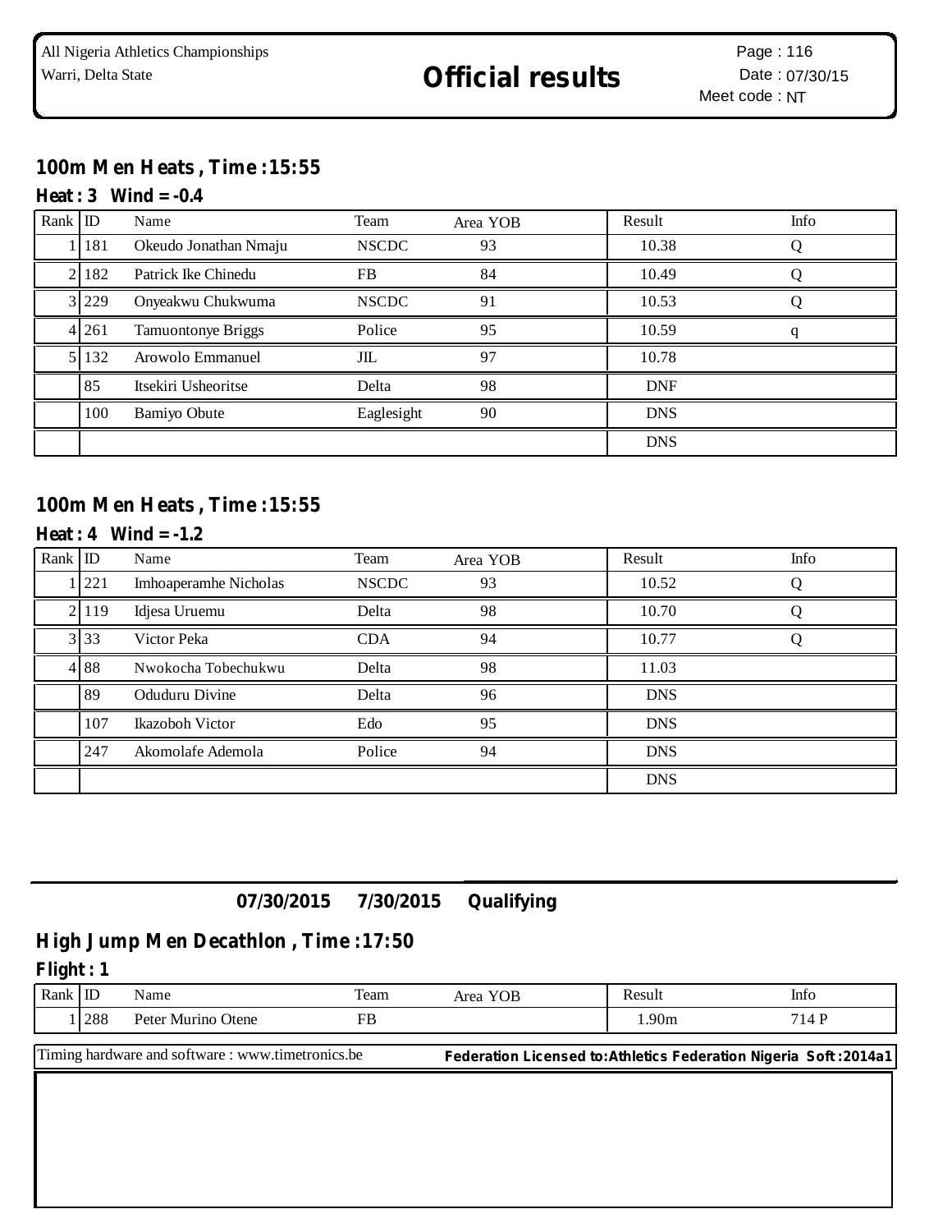All Nigeria Athletics Championships
Warri, Delta State

# Official results

Page : 116
Date : 07/30/15
Meet code : NT

## 100m Men Heats , Time :15:55

### Heat : 3 Wind = -0.4

| Rank | ID | Name | Team | Area YOB | Result | Info |
|---|---|---|---|---|---|---|
| 1 | 181 | Okeudo Jonathan Nmaju | NSCDC | 93 | 10.38 | Q |
| 2 | 182 | Patrick Ike Chinedu | FB | 84 | 10.49 | Q |
| 3 | 229 | Onyeakwu Chukwuma | NSCDC | 91 | 10.53 | Q |
| 4 | 261 | Tamuontonye Briggs | Police | 95 | 10.59 | q |
| 5 | 132 | Arowolo Emmanuel | JIL | 97 | 10.78 | |
| | 85 | Itsekiri Usheoritse | Delta | 98 | DNF | |
| | 100 | Bamiyo Obute | Eaglesight | 90 | DNS | |
| | | | | | DNS | |

## 100m Men Heats , Time :15:55

### Heat : 4 Wind = -1.2

| Rank | ID | Name | Team | Area YOB | Result | Info |
|---|---|---|---|---|---|---|
| 1 | 221 | Imhoaperamhe Nicholas | NSCDC | 93 | 10.52 | Q |
| 2 | 119 | Idjesa Uruemu | Delta | 98 | 10.70 | Q |
| 3 | 33 | Victor Peka | CDA | 94 | 10.77 | Q |
| 4 | 88 | Nwokocha Tobechukwu | Delta | 98 | 11.03 | |
| | 89 | Oduduru Divine | Delta | 96 | DNS | |
| | 107 | Ikazoboh Victor | Edo | 95 | DNS | |
| | 247 | Akomolafe Ademola | Police | 94 | DNS | |
| | | | | | DNS | |

**07/30/2015 7/30/2015 Qualifying**

## High Jump Men Decathlon , Time :17:50

### Flight : 1

| Rank | ID | Name | Team | Area YOB | Result | Info |
|---|---|---|---|---|---|---|
| 1 | 288 | Peter Murino Otene | FB | | 1.90m | 714 P |

Timing hardware and software : www.timetronics.be — **Federation Licensed to:Athletics Federation Nigeria Soft :2014a1**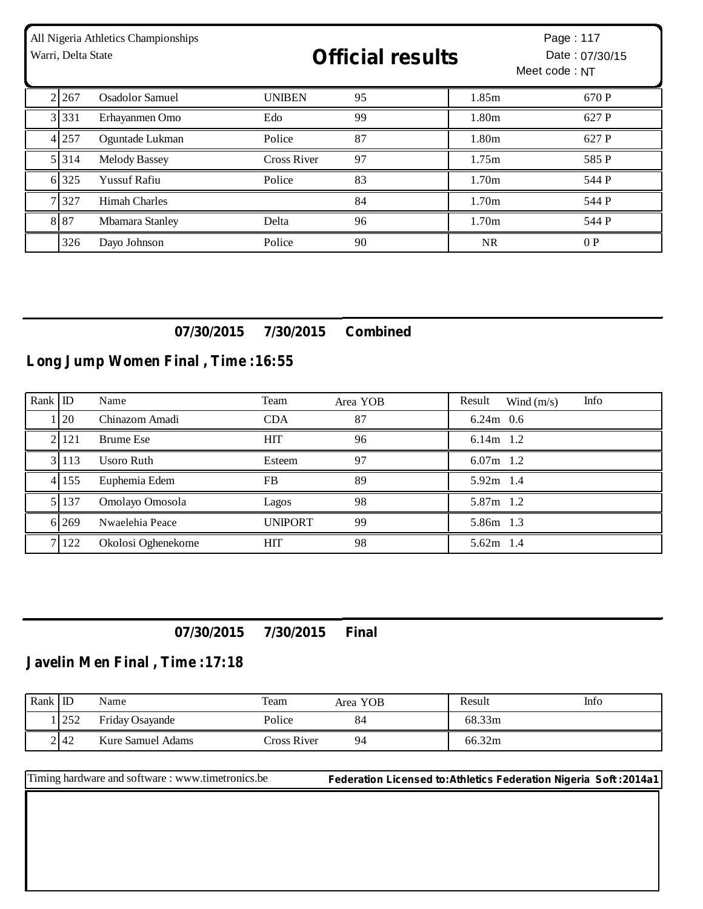| | | | | | | |
|---|---|---|---|---|---|---|
| 2 | 267 | Osadolor Samuel | UNIBEN | 95 | 1.85m | 670 P |
| 3 | 331 | Erhayanmen Omo | Edo | 99 | 1.80m | 627 P |
| 4 | 257 | Oguntade Lukman | Police | 87 | 1.80m | 627 P |
| 5 | 314 | Melody Bassey | Cross River | 97 | 1.75m | 585 P |
| 6 | 325 | Yussuf Rafiu | Police | 83 | 1.70m | 544 P |
| 7 | 327 | Himah Charles | | 84 | 1.70m | 544 P |
| 8 | 87 | Mbamara Stanley | Delta | 96 | 1.70m | 544 P |
| | 326 | Dayo Johnson | Police | 90 | NR | 0 P |

**07/30/2015 7/30/2015 Combined**

## Long Jump Women Final , Time :16:55

| Rank | ID | Name | Team | Area YOB | Result | Wind (m/s) | Info |
|---|---|---|---|---|---|---|---|
| 1 | 20 | Chinazom Amadi | CDA | 87 | 6.24m | 0.6 | |
| 2 | 121 | Brume Ese | HIT | 96 | 6.14m | 1.2 | |
| 3 | 113 | Usoro Ruth | Esteem | 97 | 6.07m | 1.2 | |
| 4 | 155 | Euphemia Edem | FB | 89 | 5.92m | 1.4 | |
| 5 | 137 | Omolayo Omosola | Lagos | 98 | 5.87m | 1.2 | |
| 6 | 269 | Nwaelehia Peace | UNIPORT | 99 | 5.86m | 1.3 | |
| 7 | 122 | Okolosi Oghenekome | HIT | 98 | 5.62m | 1.4 | |

**07/30/2015 7/30/2015 Final**

## Javelin Men Final , Time :17:18

| Rank | ID | Name | Team | Area YOB | Result | Info |
|---|---|---|---|---|---|---|
| 1 | 252 | Friday Osayande | Police | 84 | 68.33m | |
| 2 | 42 | Kure Samuel Adams | Cross River | 94 | 66.32m | |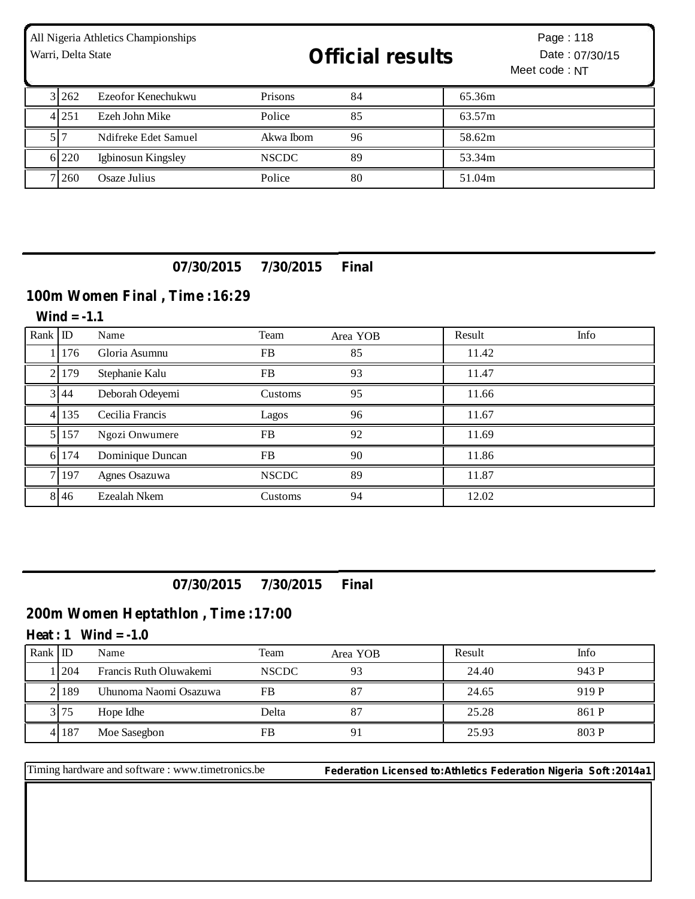| Rank | ID | Name | Team | Area YOB | Result | Info |
|---|---|---|---|---|---|---|
| 3 | 262 | Ezeofor Kenechukwu | Prisons | 84 | 65.36m | |
| 4 | 251 | Ezeh John Mike | Police | 85 | 63.57m | |
| 5 | 7 | Ndifreke Edet Samuel | Akwa Ibom | 96 | 58.62m | |
| 6 | 220 | Igbinosun Kingsley | NSCDC | 89 | 53.34m | |
| 7 | 260 | Osaze Julius | Police | 80 | 51.04m | |

**07/30/2015 7/30/2015 Final**

## 100m Women Final , Time :16:29

**Wind = -1.1**

| Rank | ID | Name | Team | Area YOB | Result | Info |
|---|---|---|---|---|---|---|
| 1 | 176 | Gloria Asumnu | FB | 85 | 11.42 | |
| 2 | 179 | Stephanie Kalu | FB | 93 | 11.47 | |
| 3 | 44 | Deborah Odeyemi | Customs | 95 | 11.66 | |
| 4 | 135 | Cecilia Francis | Lagos | 96 | 11.67 | |
| 5 | 157 | Ngozi Onwumere | FB | 92 | 11.69 | |
| 6 | 174 | Dominique Duncan | FB | 90 | 11.86 | |
| 7 | 197 | Agnes Osazuwa | NSCDC | 89 | 11.87 | |
| 8 | 46 | Ezealah Nkem | Customs | 94 | 12.02 | |

**07/30/2015 7/30/2015 Final**

## 200m Women Heptathlon , Time :17:00

**Heat : 1 Wind = -1.0**

| Rank | ID | Name | Team | Area YOB | Result | Info |
|---|---|---|---|---|---|---|
| 1 | 204 | Francis Ruth Oluwakemi | NSCDC | 93 | 24.40 | 943 P |
| 2 | 189 | Uhunoma Naomi Osazuwa | FB | 87 | 24.65 | 919 P |
| 3 | 75 | Hope Idhe | Delta | 87 | 25.28 | 861 P |
| 4 | 187 | Moe Sasegbon | FB | 91 | 25.93 | 803 P |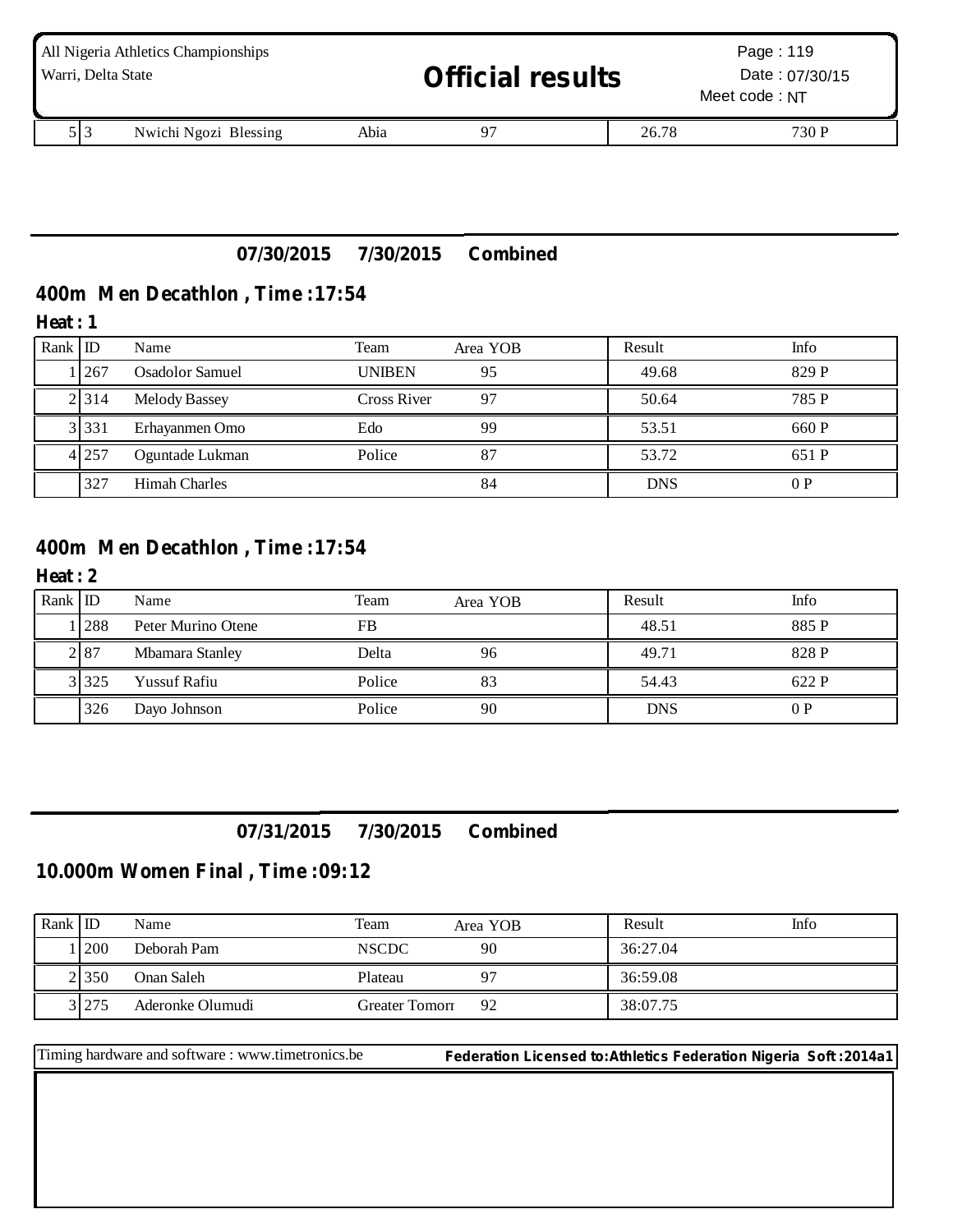| 5 | 3 | Nwichi Ngozi Blessing | Abia | 97 | 26.78 | 730 P |
|---|---|---|---|---|---|---|

**07/30/2015 7/30/2015 Combined**

## 400m Men Decathlon , Time :17:54

**Heat : 1**

| Rank | ID | Name | Team | Area YOB | Result | Info |
|---|---|---|---|---|---|---|
| 1 | 267 | Osadolor Samuel | UNIBEN | 95 | 49.68 | 829 P |
| 2 | 314 | Melody Bassey | Cross River | 97 | 50.64 | 785 P |
| 3 | 331 | Erhayanmen Omo | Edo | 99 | 53.51 | 660 P |
| 4 | 257 | Oguntade Lukman | Police | 87 | 53.72 | 651 P |
| | 327 | Himah Charles | | 84 | DNS | 0 P |

## 400m Men Decathlon , Time :17:54

**Heat : 2**

| Rank | ID | Name | Team | Area YOB | Result | Info |
|---|---|---|---|---|---|---|
| 1 | 288 | Peter Murino Otene | FB | | 48.51 | 885 P |
| 2 | 87 | Mbamara Stanley | Delta | 96 | 49.71 | 828 P |
| 3 | 325 | Yussuf Rafiu | Police | 83 | 54.43 | 622 P |
| | 326 | Dayo Johnson | Police | 90 | DNS | 0 P |

**07/31/2015 7/30/2015 Combined**

## 10.000m Women Final , Time :09:12

| Rank | ID | Name | Team | Area YOB | Result | Info |
|---|---|---|---|---|---|---|
| 1 | 200 | Deborah Pam | NSCDC | 90 | 36:27.04 | |
| 2 | 350 | Onan Saleh | Plateau | 97 | 36:59.08 | |
| 3 | 275 | Aderonke Olumudi | Greater Tomorr | 92 | 38:07.75 | |

Timing hardware and software : www.timetronics.be **Federation Licensed to:Athletics Federation Nigeria Soft :2014a1**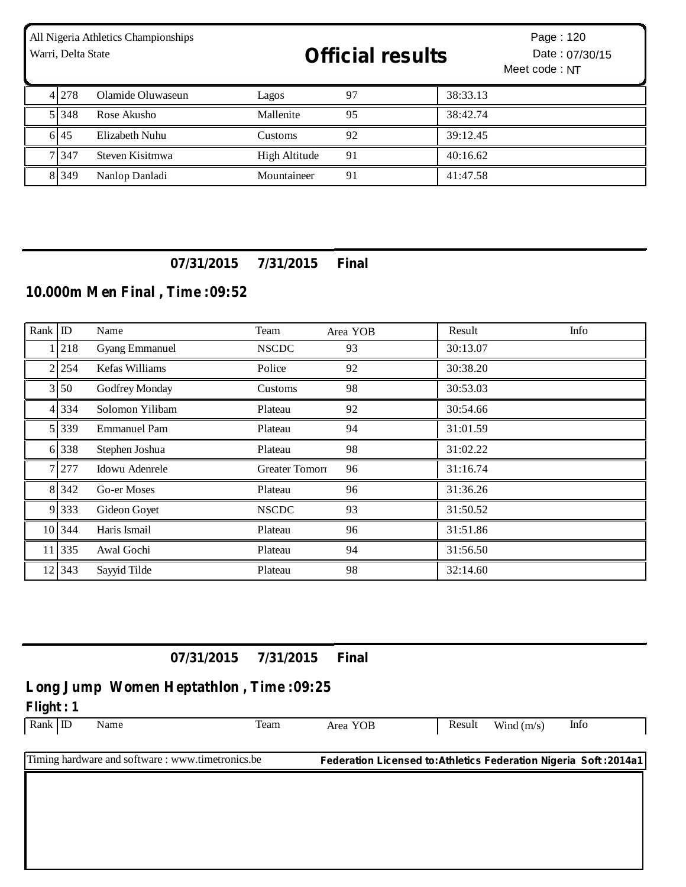| Rank | ID | Name | Team | Area YOB | Result | Info |
|---|---|---|---|---|---|---|
| 4 | 278 | Olamide Oluwaseun | Lagos | 97 | 38:33.13 | |
| 5 | 348 | Rose Akusho | Mallenite | 95 | 38:42.74 | |
| 6 | 45 | Elizabeth Nuhu | Customs | 92 | 39:12.45 | |
| 7 | 347 | Steven Kisitmwa | High Altitude | 91 | 40:16.62 | |
| 8 | 349 | Nanlop Danladi | Mountaineer | 91 | 41:47.58 | |

**07/31/2015 7/31/2015 Final**

## 10.000m Men Final , Time :09:52

| Rank | ID | Name | Team | Area YOB | Result | Info |
|---|---|---|---|---|---|---|
| 1 | 218 | Gyang Emmanuel | NSCDC | 93 | 30:13.07 | |
| 2 | 254 | Kefas Williams | Police | 92 | 30:38.20 | |
| 3 | 50 | Godfrey Monday | Customs | 98 | 30:53.03 | |
| 4 | 334 | Solomon Yilibam | Plateau | 92 | 30:54.66 | |
| 5 | 339 | Emmanuel Pam | Plateau | 94 | 31:01.59 | |
| 6 | 338 | Stephen Joshua | Plateau | 98 | 31:02.22 | |
| 7 | 277 | Idowu Adenrele | Greater Tomorr | 96 | 31:16.74 | |
| 8 | 342 | Go-er Moses | Plateau | 96 | 31:36.26 | |
| 9 | 333 | Gideon Goyet | NSCDC | 93 | 31:50.52 | |
| 10 | 344 | Haris Ismail | Plateau | 96 | 31:51.86 | |
| 11 | 335 | Awal Gochi | Plateau | 94 | 31:56.50 | |
| 12 | 343 | Sayyid Tilde | Plateau | 98 | 32:14.60 | |

**07/31/2015 7/31/2015 Final**

## Long Jump Women Heptathlon , Time :09:25

**Flight : 1**

| Rank | ID | Name | Team | Area YOB | Result | Wind (m/s) | Info |
|---|---|---|---|---|---|---|---|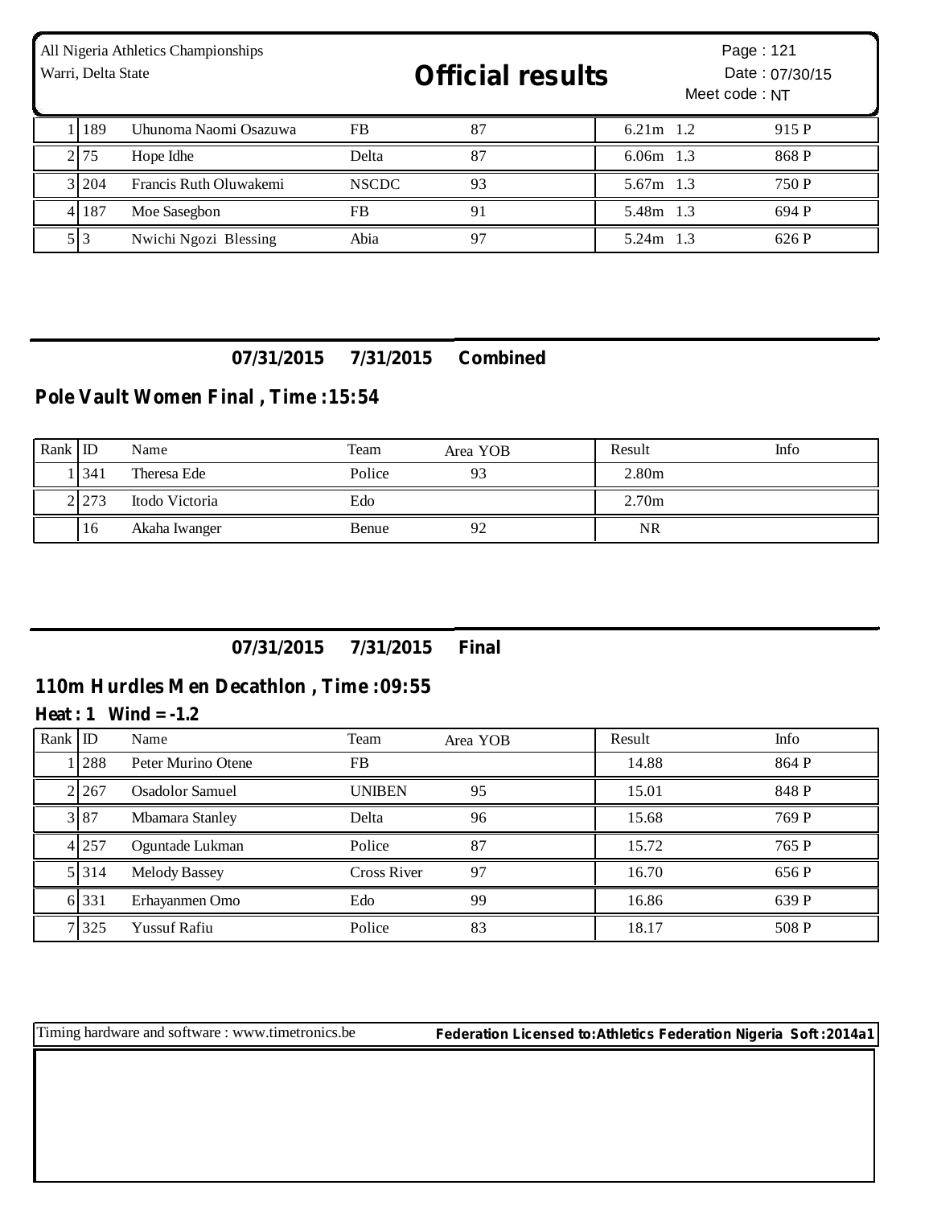| | | | | | | |
|---|---|---|---|---|---|---|
| 1 | 189 | Uhunoma Naomi Osazuwa | FB | 87 | 6.21m 1.2 | 915 P |
| 2 | 75 | Hope Idhe | Delta | 87 | 6.06m 1.3 | 868 P |
| 3 | 204 | Francis Ruth Oluwakemi | NSCDC | 93 | 5.67m 1.3 | 750 P |
| 4 | 187 | Moe Sasegbon | FB | 91 | 5.48m 1.3 | 694 P |
| 5 | 3 | Nwichi Ngozi Blessing | Abia | 97 | 5.24m 1.3 | 626 P |

**07/31/2015 7/31/2015 Combined**

## Pole Vault Women Final , Time :15:54

| Rank | ID | Name | Team | Area YOB | Result | Info |
|---|---|---|---|---|---|---|
| 1 | 341 | Theresa Ede | Police | 93 | 2.80m | |
| 2 | 273 | Itodo Victoria | Edo | | 2.70m | |
| | 16 | Akaha Iwanger | Benue | 92 | NR | |

**07/31/2015 7/31/2015 Final**

## 110m Hurdles Men Decathlon , Time :09:55

**Heat : 1 Wind = -1.2**

| Rank | ID | Name | Team | Area YOB | Result | Info |
|---|---|---|---|---|---|---|
| 1 | 288 | Peter Murino Otene | FB | | 14.88 | 864 P |
| 2 | 267 | Osadolor Samuel | UNIBEN | 95 | 15.01 | 848 P |
| 3 | 87 | Mbamara Stanley | Delta | 96 | 15.68 | 769 P |
| 4 | 257 | Oguntade Lukman | Police | 87 | 15.72 | 765 P |
| 5 | 314 | Melody Bassey | Cross River | 97 | 16.70 | 656 P |
| 6 | 331 | Erhayanmen Omo | Edo | 99 | 16.86 | 639 P |
| 7 | 325 | Yussuf Rafiu | Police | 83 | 18.17 | 508 P |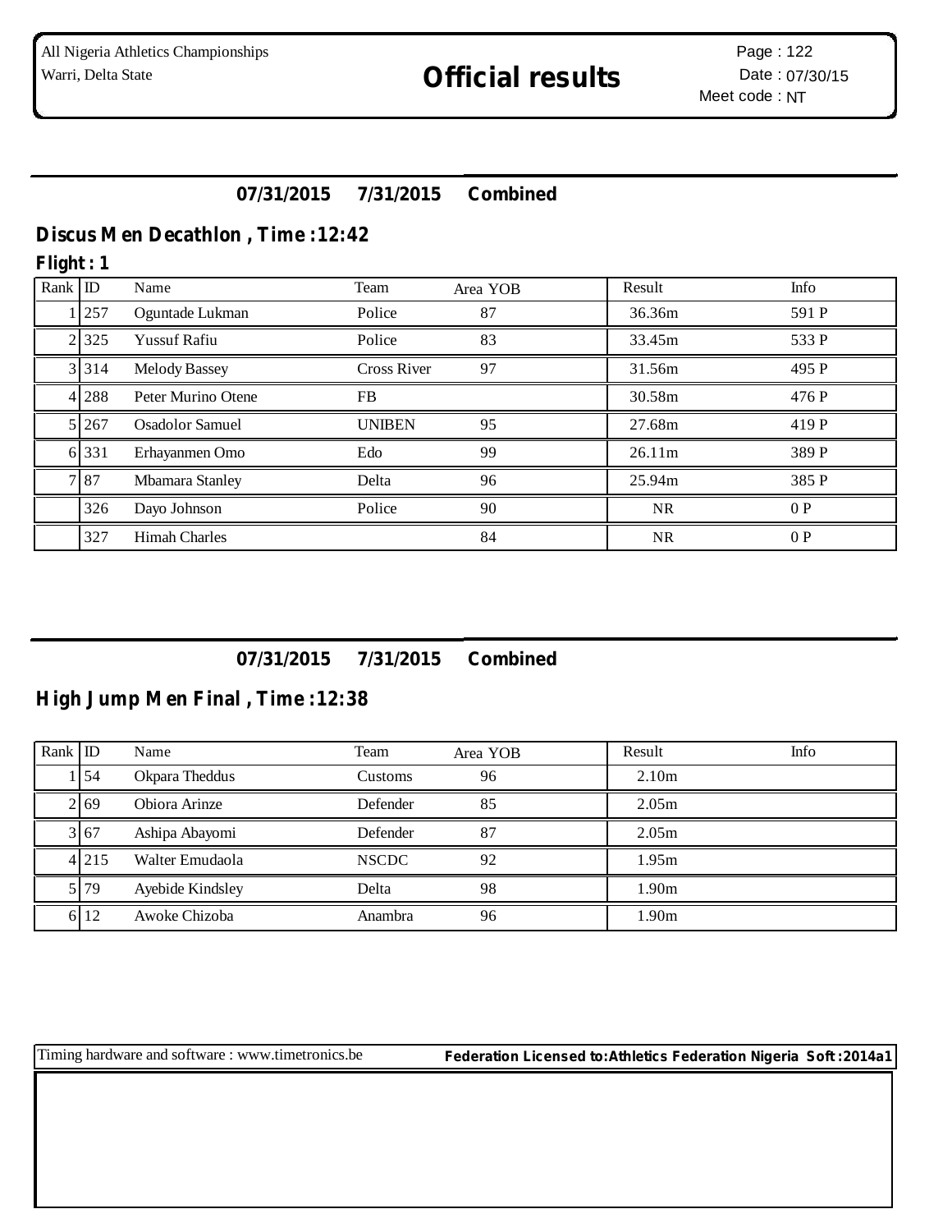## 07/31/2015 7/31/2015 Combined

### Discus Men Decathlon , Time :12:42

**Flight : 1**

| Rank | ID | Name | Team | Area YOB | Result | Info |
|---|---|---|---|---|---|---|
| 1 | 257 | Oguntade Lukman | Police | 87 | 36.36m | 591 P |
| 2 | 325 | Yussuf Rafiu | Police | 83 | 33.45m | 533 P |
| 3 | 314 | Melody Bassey | Cross River | 97 | 31.56m | 495 P |
| 4 | 288 | Peter Murino Otene | FB | | 30.58m | 476 P |
| 5 | 267 | Osadolor Samuel | UNIBEN | 95 | 27.68m | 419 P |
| 6 | 331 | Erhayanmen Omo | Edo | 99 | 26.11m | 389 P |
| 7 | 87 | Mbamara Stanley | Delta | 96 | 25.94m | 385 P |
| | 326 | Dayo Johnson | Police | 90 | NR | 0 P |
| | 327 | Himah Charles | | 84 | NR | 0 P |

## 07/31/2015 7/31/2015 Combined

### High Jump Men Final , Time :12:38

| Rank | ID | Name | Team | Area YOB | Result | Info |
|---|---|---|---|---|---|---|
| 1 | 54 | Okpara Theddus | Customs | 96 | 2.10m | |
| 2 | 69 | Obiora Arinze | Defender | 85 | 2.05m | |
| 3 | 67 | Ashipa Abayomi | Defender | 87 | 2.05m | |
| 4 | 215 | Walter Emudaola | NSCDC | 92 | 1.95m | |
| 5 | 79 | Ayebide Kindsley | Delta | 98 | 1.90m | |
| 6 | 12 | Awoke Chizoba | Anambra | 96 | 1.90m | |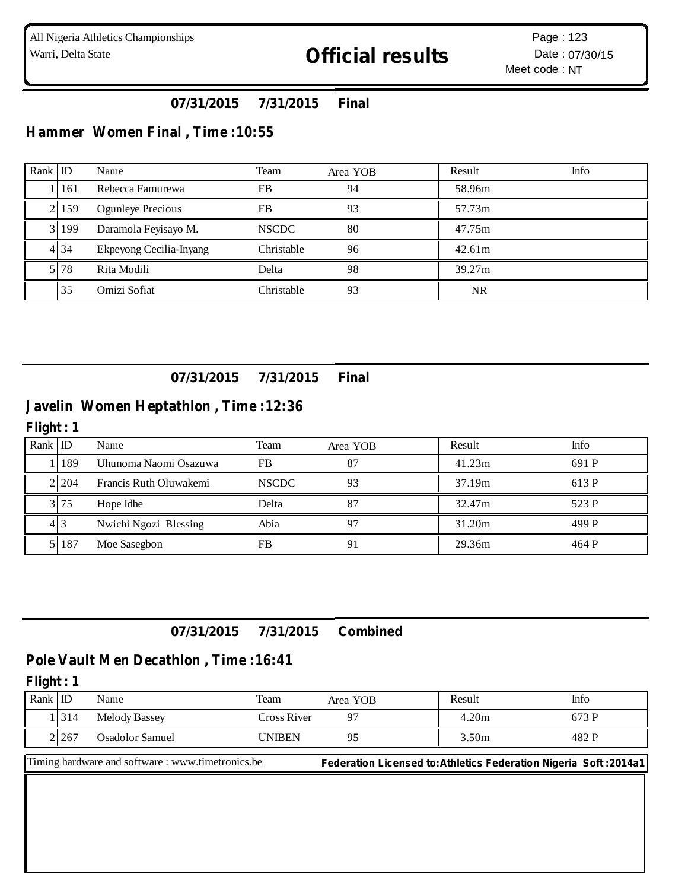All Nigeria Athletics Championships
Warri, Delta State

# Official results

Page : 123
Date : 07/30/15
Meet code : NT

**07/31/2015 7/31/2015 Final**

## Hammer Women Final , Time :10:55

| Rank | ID | Name | Team | Area YOB | Result | Info |
|---|---|---|---|---|---|---|
| 1 | 161 | Rebecca Famurewa | FB | 94 | 58.96m | |
| 2 | 159 | Ogunleye Precious | FB | 93 | 57.73m | |
| 3 | 199 | Daramola Feyisayo M. | NSCDC | 80 | 47.75m | |
| 4 | 34 | Ekpeyong Cecilia-Inyang | Christable | 96 | 42.61m | |
| 5 | 78 | Rita Modili | Delta | 98 | 39.27m | |
| | 35 | Omizi Sofiat | Christable | 93 | NR | |

**07/31/2015 7/31/2015 Final**

## Javelin Women Heptathlon , Time :12:36

**Flight : 1**

| Rank | ID | Name | Team | Area YOB | Result | Info |
|---|---|---|---|---|---|---|
| 1 | 189 | Uhunoma Naomi Osazuwa | FB | 87 | 41.23m | 691 P |
| 2 | 204 | Francis Ruth Oluwakemi | NSCDC | 93 | 37.19m | 613 P |
| 3 | 75 | Hope Idhe | Delta | 87 | 32.47m | 523 P |
| 4 | 3 | Nwichi Ngozi Blessing | Abia | 97 | 31.20m | 499 P |
| 5 | 187 | Moe Sasegbon | FB | 91 | 29.36m | 464 P |

**07/31/2015 7/31/2015 Combined**

## Pole Vault Men Decathlon , Time :16:41

**Flight : 1**

| Rank | ID | Name | Team | Area YOB | Result | Info |
|---|---|---|---|---|---|---|
| 1 | 314 | Melody Bassey | Cross River | 97 | 4.20m | 673 P |
| 2 | 267 | Osadolor Samuel | UNIBEN | 95 | 3.50m | 482 P |

Timing hardware and software : www.timetronics.be

**Federation Licensed to:Athletics Federation Nigeria Soft :2014a1**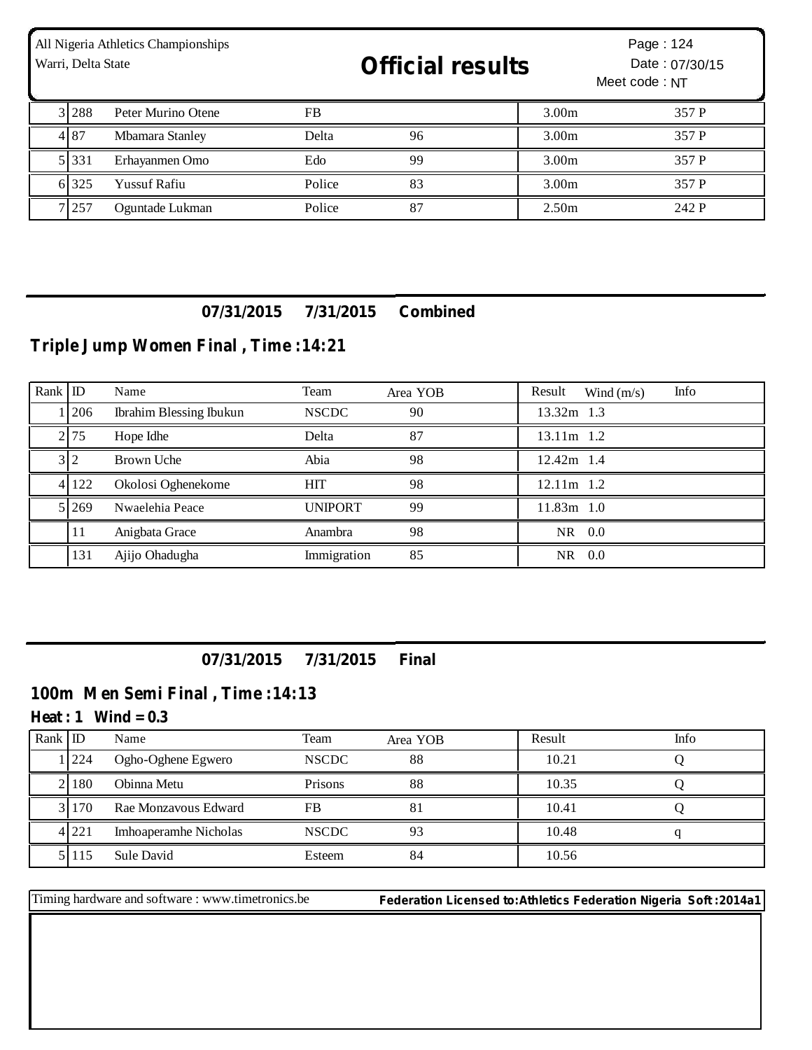| 3 | 288 | Peter Murino Otene | FB | | 3.00m | 357 P |
|---|---|---|---|---|---|---|
| 4 | 87 | Mbamara Stanley | Delta | 96 | 3.00m | 357 P |
| 5 | 331 | Erhayanmen Omo | Edo | 99 | 3.00m | 357 P |
| 6 | 325 | Yussuf Rafiu | Police | 83 | 3.00m | 357 P |
| 7 | 257 | Oguntade Lukman | Police | 87 | 2.50m | 242 P |

**07/31/2015 7/31/2015 Combined**

## Triple Jump Women Final , Time :14:21

| Rank | ID | Name | Team | Area YOB | Result | Wind (m/s) | Info |
|---|---|---|---|---|---|---|---|
| 1 | 206 | Ibrahim Blessing Ibukun | NSCDC | 90 | 13.32m | 1.3 | |
| 2 | 75 | Hope Idhe | Delta | 87 | 13.11m | 1.2 | |
| 3 | 2 | Brown Uche | Abia | 98 | 12.42m | 1.4 | |
| 4 | 122 | Okolosi Oghenekome | HIT | 98 | 12.11m | 1.2 | |
| 5 | 269 | Nwaelehia Peace | UNIPORT | 99 | 11.83m | 1.0 | |
| | 11 | Anigbata Grace | Anambra | 98 | NR | 0.0 | |
| | 131 | Ajijo Ohadugha | Immigration | 85 | NR | 0.0 | |

**07/31/2015 7/31/2015 Final**

## 100m Men Semi Final , Time :14:13

### Heat : 1 Wind = 0.3

| Rank | ID | Name | Team | Area YOB | Result | Info |
|---|---|---|---|---|---|---|
| 1 | 224 | Ogho-Oghene Egwero | NSCDC | 88 | 10.21 | Q |
| 2 | 180 | Obinna Metu | Prisons | 88 | 10.35 | Q |
| 3 | 170 | Rae Monzavous Edward | FB | 81 | 10.41 | Q |
| 4 | 221 | Imhoaperamhe Nicholas | NSCDC | 93 | 10.48 | q |
| 5 | 115 | Sule David | Esteem | 84 | 10.56 | |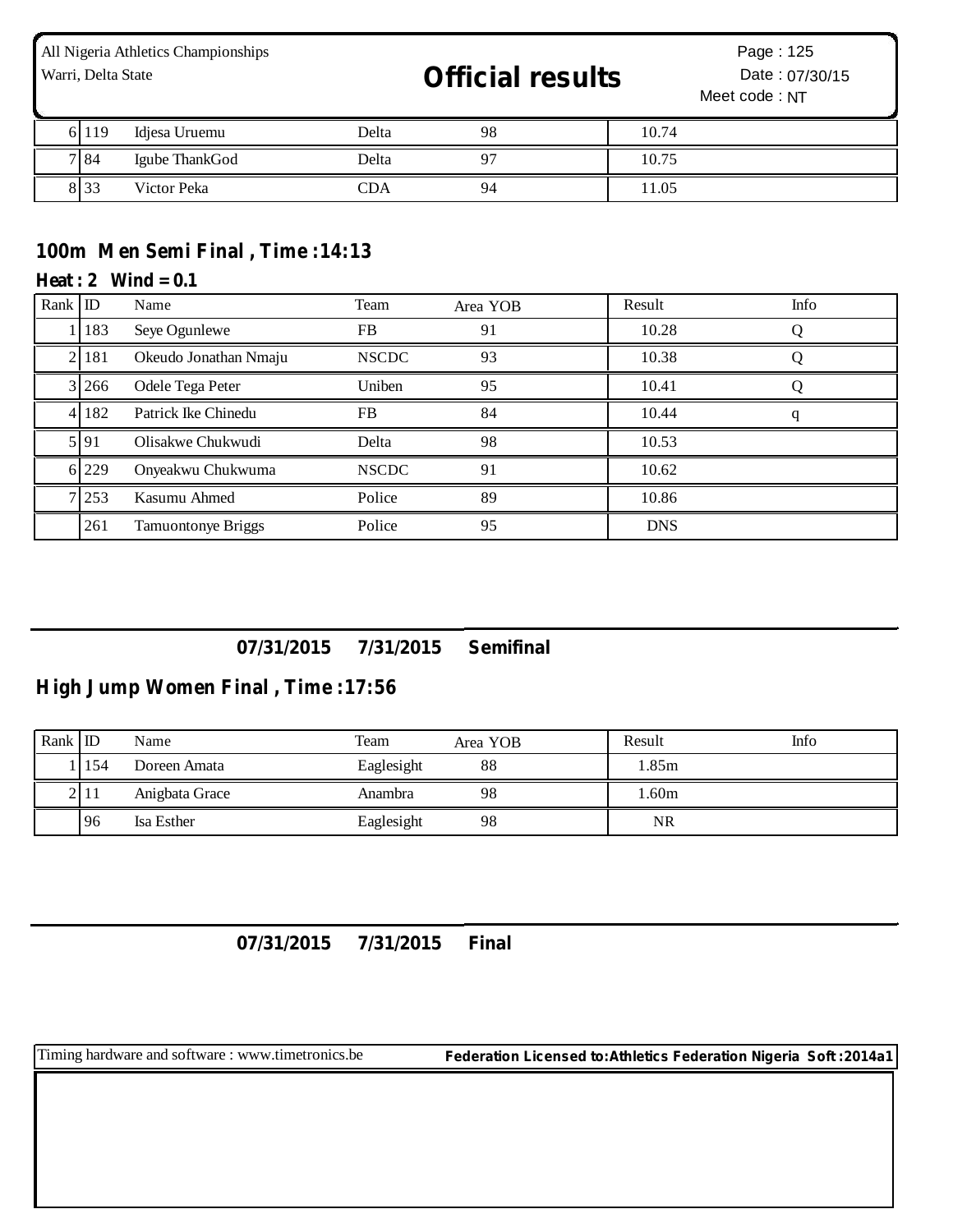| | | | | | | |
|---|---|---|---|---|---|---|
| 6 | 119 | Idjesa Uruemu | Delta | 98 | 10.74 | |
| 7 | 84 | Igube ThankGod | Delta | 97 | 10.75 | |
| 8 | 33 | Victor Peka | CDA | 94 | 11.05 | |

## 100m Men Semi Final , Time :14:13

**Heat : 2 Wind = 0.1**

| Rank | ID | Name | Team | Area YOB | Result | Info |
|---|---|---|---|---|---|---|
| 1 | 183 | Seye Ogunlewe | FB | 91 | 10.28 | Q |
| 2 | 181 | Okeudo Jonathan Nmaju | NSCDC | 93 | 10.38 | Q |
| 3 | 266 | Odele Tega Peter | Uniben | 95 | 10.41 | Q |
| 4 | 182 | Patrick Ike Chinedu | FB | 84 | 10.44 | q |
| 5 | 91 | Olisakwe Chukwudi | Delta | 98 | 10.53 | |
| 6 | 229 | Onyeakwu Chukwuma | NSCDC | 91 | 10.62 | |
| 7 | 253 | Kasumu Ahmed | Police | 89 | 10.86 | |
| | 261 | Tamuontonye Briggs | Police | 95 | DNS | |

**07/31/2015 7/31/2015 Semifinal**

## High Jump Women Final , Time :17:56

| Rank | ID | Name | Team | Area YOB | Result | Info |
|---|---|---|---|---|---|---|
| 1 | 154 | Doreen Amata | Eaglesight | 88 | 1.85m | |
| 2 | 11 | Anigbata Grace | Anambra | 98 | 1.60m | |
| | 96 | Isa Esther | Eaglesight | 98 | NR | |

**07/31/2015 7/31/2015 Final**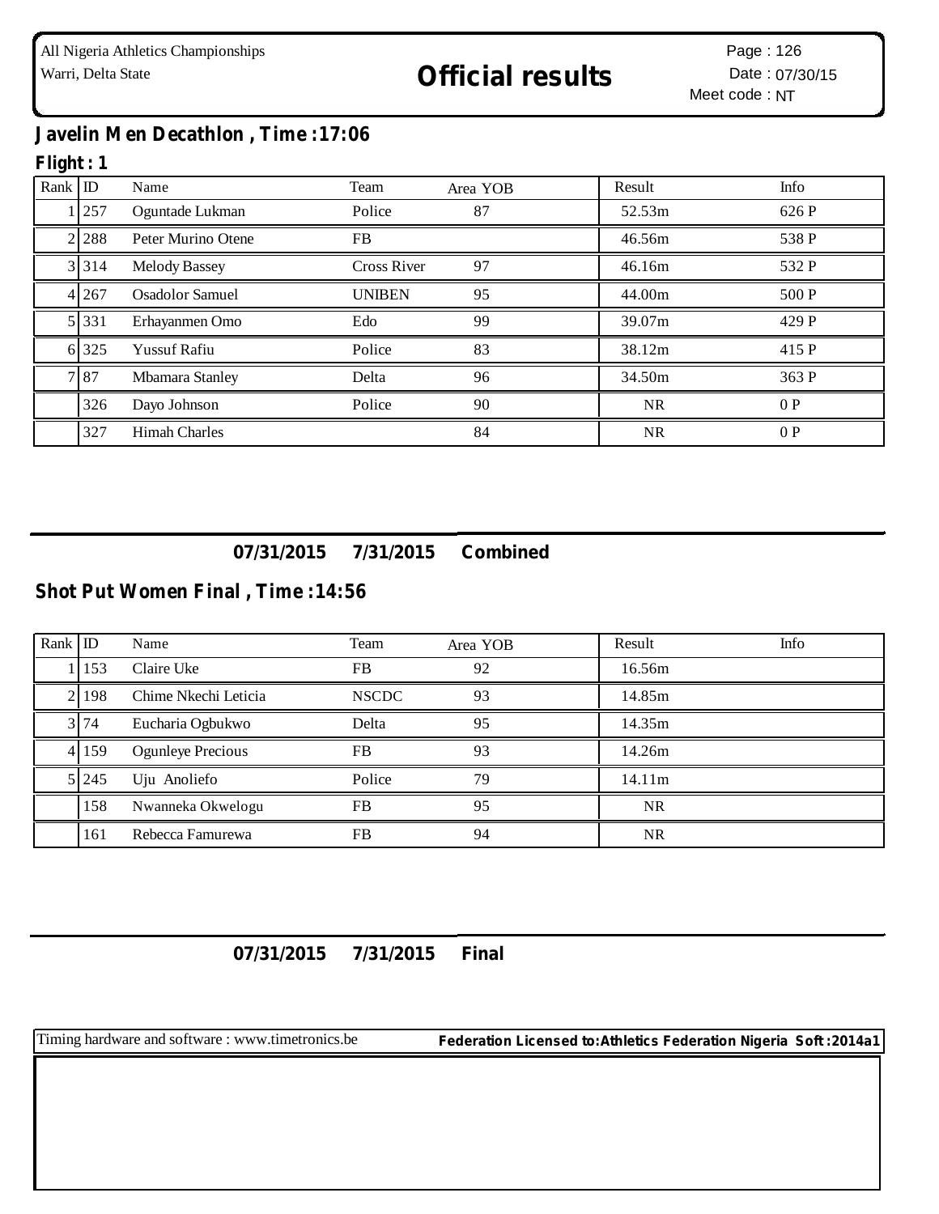## Javelin Men Decathlon , Time :17:06

### Flight : 1

| Rank | ID | Name | Team | Area YOB | Result | Info |
|---|---|---|---|---|---|---|
| 1 | 257 | Oguntade Lukman | Police | 87 | 52.53m | 626 P |
| 2 | 288 | Peter Murino Otene | FB | | 46.56m | 538 P |
| 3 | 314 | Melody Bassey | Cross River | 97 | 46.16m | 532 P |
| 4 | 267 | Osadolor Samuel | UNIBEN | 95 | 44.00m | 500 P |
| 5 | 331 | Erhayanmen Omo | Edo | 99 | 39.07m | 429 P |
| 6 | 325 | Yussuf Rafiu | Police | 83 | 38.12m | 415 P |
| 7 | 87 | Mbamara Stanley | Delta | 96 | 34.50m | 363 P |
| | 326 | Dayo Johnson | Police | 90 | NR | 0 P |
| | 327 | Himah Charles | | 84 | NR | 0 P |

**07/31/2015 7/31/2015 Combined**

## Shot Put Women Final , Time :14:56

| Rank | ID | Name | Team | Area YOB | Result | Info |
|---|---|---|---|---|---|---|
| 1 | 153 | Claire Uke | FB | 92 | 16.56m | |
| 2 | 198 | Chime Nkechi Leticia | NSCDC | 93 | 14.85m | |
| 3 | 74 | Eucharia Ogbukwo | Delta | 95 | 14.35m | |
| 4 | 159 | Ogunleye Precious | FB | 93 | 14.26m | |
| 5 | 245 | Uju Anoliefo | Police | 79 | 14.11m | |
| | 158 | Nwanneka Okwelogu | FB | 95 | NR | |
| | 161 | Rebecca Famurewa | FB | 94 | NR | |

**07/31/2015 7/31/2015 Final**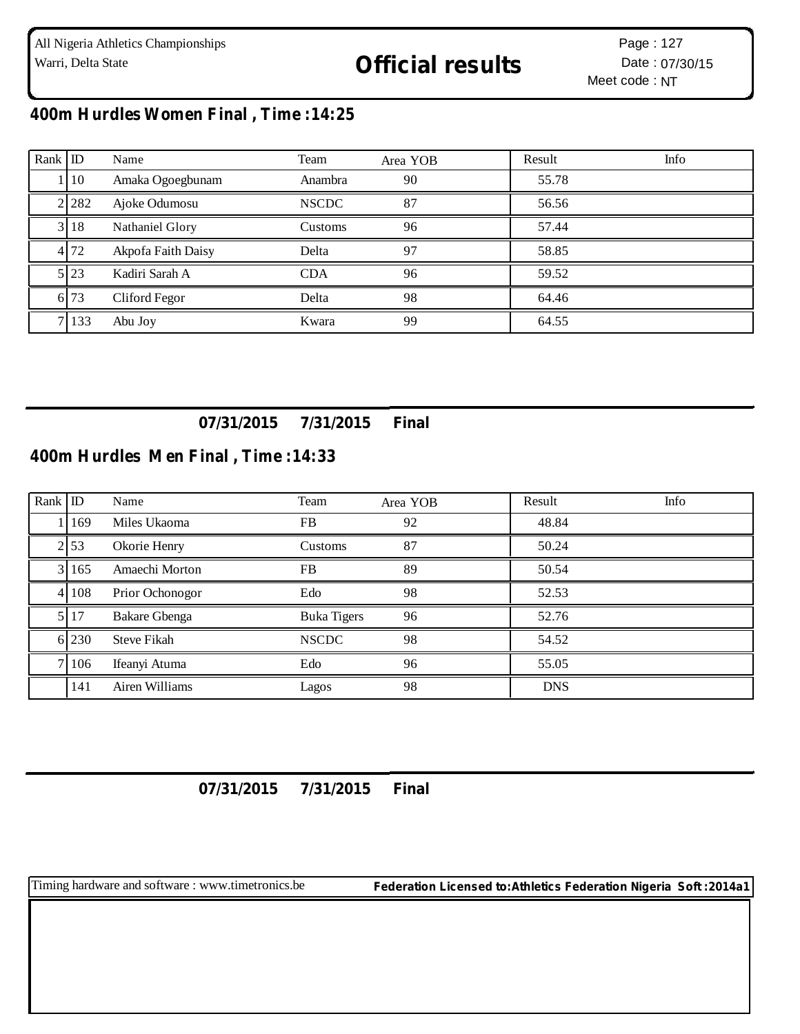All Nigeria Athletics Championships
Warri, Delta State

# Official results

Page : 127
Date : 07/30/15
Meet code : NT

## 400m Hurdles Women Final , Time :14:25

| Rank | ID | Name | Team | Area YOB | Result | Info |
|---|---|---|---|---|---|---|
| 1 | 10 | Amaka Ogoegbunam | Anambra | 90 | 55.78 | |
| 2 | 282 | Ajoke Odumosu | NSCDC | 87 | 56.56 | |
| 3 | 18 | Nathaniel Glory | Customs | 96 | 57.44 | |
| 4 | 72 | Akpofa Faith Daisy | Delta | 97 | 58.85 | |
| 5 | 23 | Kadiri Sarah A | CDA | 96 | 59.52 | |
| 6 | 73 | Cliford Fegor | Delta | 98 | 64.46 | |
| 7 | 133 | Abu Joy | Kwara | 99 | 64.55 | |

**07/31/2015 7/31/2015 Final**

## 400m Hurdles Men Final , Time :14:33

| Rank | ID | Name | Team | Area YOB | Result | Info |
|---|---|---|---|---|---|---|
| 1 | 169 | Miles Ukaoma | FB | 92 | 48.84 | |
| 2 | 53 | Okorie Henry | Customs | 87 | 50.24 | |
| 3 | 165 | Amaechi Morton | FB | 89 | 50.54 | |
| 4 | 108 | Prior Ochonogor | Edo | 98 | 52.53 | |
| 5 | 17 | Bakare Gbenga | Buka Tigers | 96 | 52.76 | |
| 6 | 230 | Steve Fikah | NSCDC | 98 | 54.52 | |
| 7 | 106 | Ifeanyi Atuma | Edo | 96 | 55.05 | |
| | 141 | Airen Williams | Lagos | 98 | DNS | |

**07/31/2015 7/31/2015 Final**

Timing hardware and software : www.timetronics.be **Federation Licensed to:Athletics Federation Nigeria Soft :2014a1**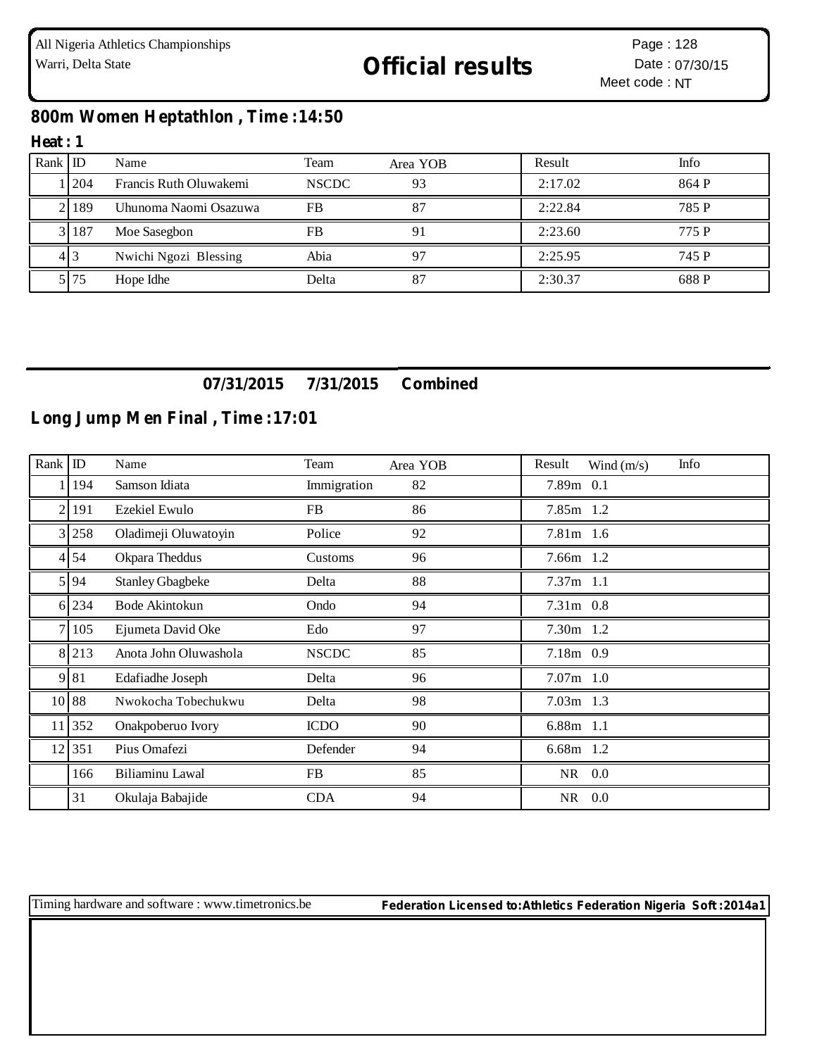## 800m Women Heptathlon , Time :14:50

### Heat : 1

| Rank | ID | Name | Team | Area | YOB | Result | Info |
|---|---|---|---|---|---|---|---|
| 1 | 204 | Francis Ruth Oluwakemi | NSCDC | | 93 | 2:17.02 | 864 P |
| 2 | 189 | Uhunoma Naomi Osazuwa | FB | | 87 | 2:22.84 | 785 P |
| 3 | 187 | Moe Sasegbon | FB | | 91 | 2:23.60 | 775 P |
| 4 | 3 | Nwichi Ngozi Blessing | Abia | | 97 | 2:25.95 | 745 P |
| 5 | 75 | Hope Idhe | Delta | | 87 | 2:30.37 | 688 P |

**07/31/2015 7/31/2015 Combined**

## Long Jump Men Final , Time :17:01

| Rank | ID | Name | Team | Area | YOB | Result | Wind (m/s) | Info |
|---|---|---|---|---|---|---|---|---|
| 1 | 194 | Samson Idiata | Immigration | | 82 | 7.89m | 0.1 | |
| 2 | 191 | Ezekiel Ewulo | FB | | 86 | 7.85m | 1.2 | |
| 3 | 258 | Oladimeji Oluwatoyin | Police | | 92 | 7.81m | 1.6 | |
| 4 | 54 | Okpara Theddus | Customs | | 96 | 7.66m | 1.2 | |
| 5 | 94 | Stanley Gbagbeke | Delta | | 88 | 7.37m | 1.1 | |
| 6 | 234 | Bode Akintokun | Ondo | | 94 | 7.31m | 0.8 | |
| 7 | 105 | Ejumeta David Oke | Edo | | 97 | 7.30m | 1.2 | |
| 8 | 213 | Anota John Oluwashola | NSCDC | | 85 | 7.18m | 0.9 | |
| 9 | 81 | Edafiadhe Joseph | Delta | | 96 | 7.07m | 1.0 | |
| 10 | 88 | Nwokocha Tobechukwu | Delta | | 98 | 7.03m | 1.3 | |
| 11 | 352 | Onakpoberuo Ivory | ICDO | | 90 | 6.88m | 1.1 | |
| 12 | 351 | Pius Omafezi | Defender | | 94 | 6.68m | 1.2 | |
| | 166 | Biliaminu Lawal | FB | | 85 | NR | 0.0 | |
| | 31 | Okulaja Babajide | CDA | | 94 | NR | 0.0 | |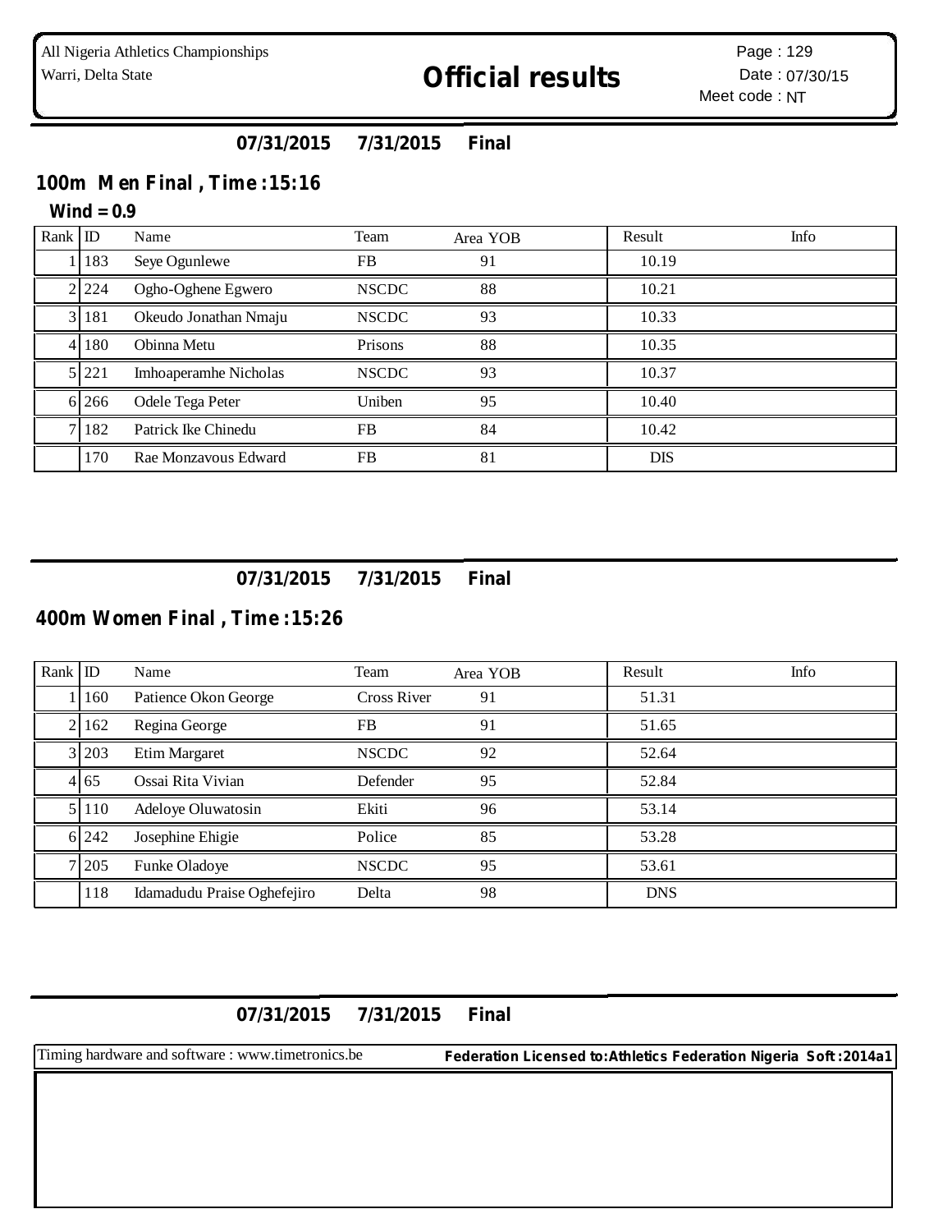**07/31/2015 7/31/2015 Final**

## 100m Men Final , Time :15:16

**Wind = 0.9**

| Rank | ID | Name | Team | Area YOB | Result | Info |
|---|---|---|---|---|---|---|
| 1 | 183 | Seye Ogunlewe | FB | 91 | 10.19 | |
| 2 | 224 | Ogho-Oghene Egwero | NSCDC | 88 | 10.21 | |
| 3 | 181 | Okeudo Jonathan Nmaju | NSCDC | 93 | 10.33 | |
| 4 | 180 | Obinna Metu | Prisons | 88 | 10.35 | |
| 5 | 221 | Imhoaperamhe Nicholas | NSCDC | 93 | 10.37 | |
| 6 | 266 | Odele Tega Peter | Uniben | 95 | 10.40 | |
| 7 | 182 | Patrick Ike Chinedu | FB | 84 | 10.42 | |
| | 170 | Rae Monzavous Edward | FB | 81 | DIS | |

**07/31/2015 7/31/2015 Final**

## 400m Women Final , Time :15:26

| Rank | ID | Name | Team | Area YOB | Result | Info |
|---|---|---|---|---|---|---|
| 1 | 160 | Patience Okon George | Cross River | 91 | 51.31 | |
| 2 | 162 | Regina George | FB | 91 | 51.65 | |
| 3 | 203 | Etim Margaret | NSCDC | 92 | 52.64 | |
| 4 | 65 | Ossai Rita Vivian | Defender | 95 | 52.84 | |
| 5 | 110 | Adeloye Oluwatosin | Ekiti | 96 | 53.14 | |
| 6 | 242 | Josephine Ehigie | Police | 85 | 53.28 | |
| 7 | 205 | Funke Oladoye | NSCDC | 95 | 53.61 | |
| | 118 | Idamadudu Praise Oghefejiro | Delta | 98 | DNS | |

**07/31/2015 7/31/2015 Final**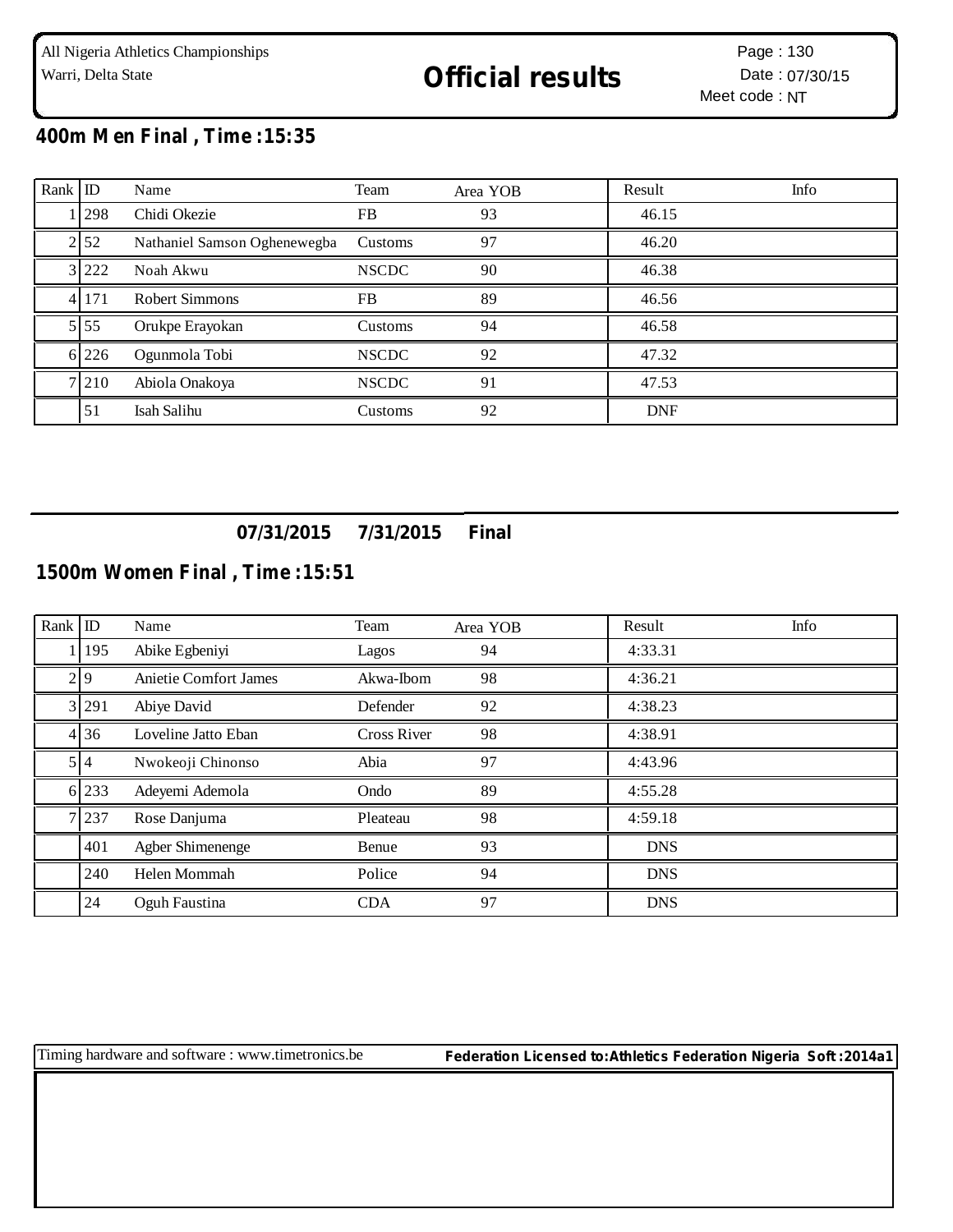## 400m Men Final , Time :15:35

| Rank | ID | Name | Team | Area YOB | Result | Info |
|---|---|---|---|---|---|---|
| 1 | 298 | Chidi Okezie | FB | 93 | 46.15 | |
| 2 | 52 | Nathaniel Samson Oghenewegba | Customs | 97 | 46.20 | |
| 3 | 222 | Noah Akwu | NSCDC | 90 | 46.38 | |
| 4 | 171 | Robert Simmons | FB | 89 | 46.56 | |
| 5 | 55 | Orukpe Erayokan | Customs | 94 | 46.58 | |
| 6 | 226 | Ogunmola Tobi | NSCDC | 92 | 47.32 | |
| 7 | 210 | Abiola Onakoya | NSCDC | 91 | 47.53 | |
| | 51 | Isah Salihu | Customs | 92 | DNF | |

**07/31/2015 7/31/2015 Final**

## 1500m Women Final , Time :15:51

| Rank | ID | Name | Team | Area YOB | Result | Info |
|---|---|---|---|---|---|---|
| 1 | 195 | Abike Egbeniyi | Lagos | 94 | 4:33.31 | |
| 2 | 9 | Anietie Comfort James | Akwa-Ibom | 98 | 4:36.21 | |
| 3 | 291 | Abiye David | Defender | 92 | 4:38.23 | |
| 4 | 36 | Loveline Jatto Eban | Cross River | 98 | 4:38.91 | |
| 5 | 4 | Nwokeoji Chinonso | Abia | 97 | 4:43.96 | |
| 6 | 233 | Adeyemi Ademola | Ondo | 89 | 4:55.28 | |
| 7 | 237 | Rose Danjuma | Pleateau | 98 | 4:59.18 | |
| | 401 | Agber Shimenenge | Benue | 93 | DNS | |
| | 240 | Helen Mommah | Police | 94 | DNS | |
| | 24 | Oguh Faustina | CDA | 97 | DNS | |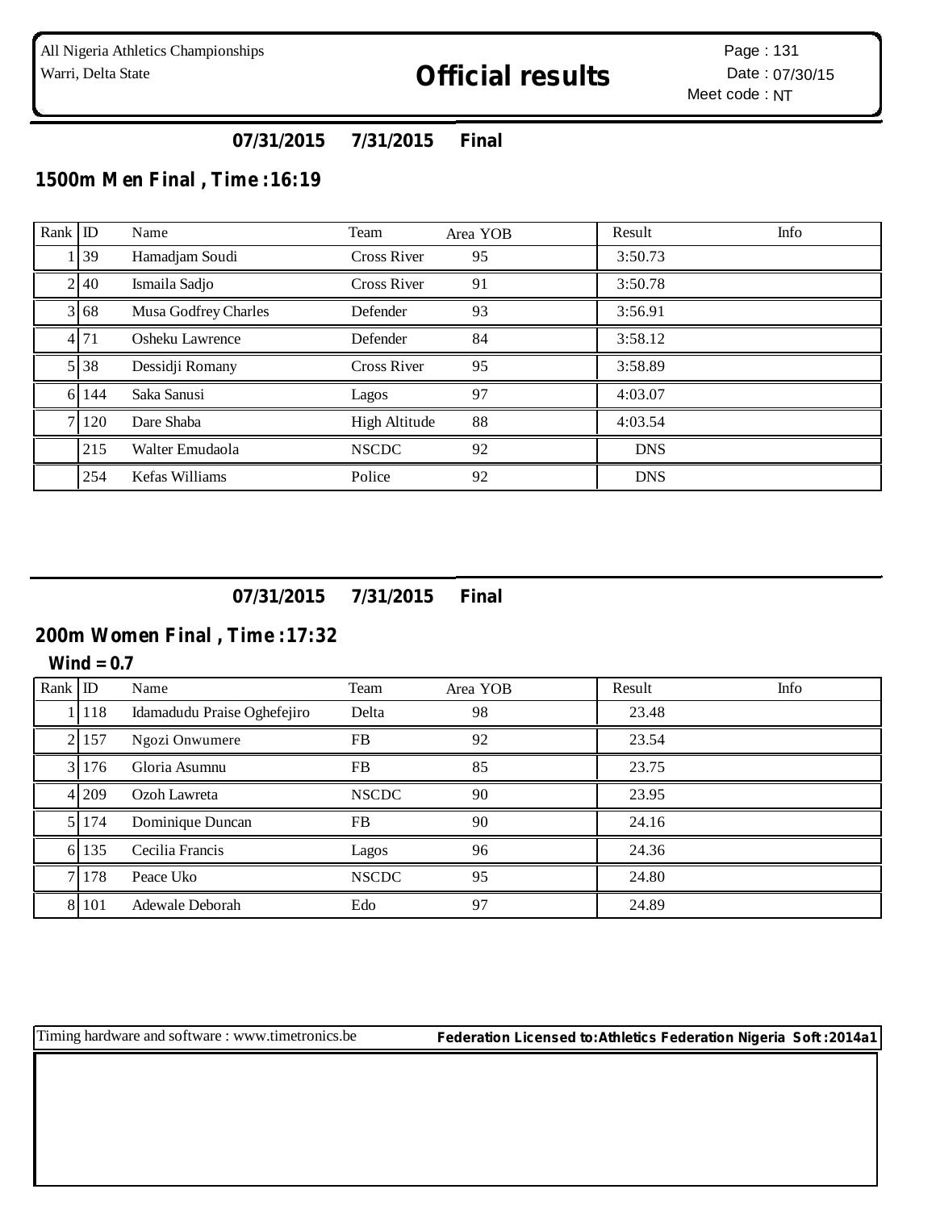**Official results**

**07/31/2015 7/31/2015 Final**

## 1500m Men Final , Time :16:19

| Rank | ID | Name | Team | Area YOB | Result | Info |
|---|---|---|---|---|---|---|
| 1 | 39 | Hamadjam Soudi | Cross River | 95 | 3:50.73 | |
| 2 | 40 | Ismaila Sadjo | Cross River | 91 | 3:50.78 | |
| 3 | 68 | Musa Godfrey Charles | Defender | 93 | 3:56.91 | |
| 4 | 71 | Osheku Lawrence | Defender | 84 | 3:58.12 | |
| 5 | 38 | Dessidji Romany | Cross River | 95 | 3:58.89 | |
| 6 | 144 | Saka Sanusi | Lagos | 97 | 4:03.07 | |
| 7 | 120 | Dare Shaba | High Altitude | 88 | 4:03.54 | |
| | 215 | Walter Emudaola | NSCDC | 92 | DNS | |
| | 254 | Kefas Williams | Police | 92 | DNS | |

**07/31/2015 7/31/2015 Final**

## 200m Women Final , Time :17:32

**Wind = 0.7**

| Rank | ID | Name | Team | Area YOB | Result | Info |
|---|---|---|---|---|---|---|
| 1 | 118 | Idamadudu Praise Oghefejiro | Delta | 98 | 23.48 | |
| 2 | 157 | Ngozi Onwumere | FB | 92 | 23.54 | |
| 3 | 176 | Gloria Asumnu | FB | 85 | 23.75 | |
| 4 | 209 | Ozoh Lawreta | NSCDC | 90 | 23.95 | |
| 5 | 174 | Dominique Duncan | FB | 90 | 24.16 | |
| 6 | 135 | Cecilia Francis | Lagos | 96 | 24.36 | |
| 7 | 178 | Peace Uko | NSCDC | 95 | 24.80 | |
| 8 | 101 | Adewale Deborah | Edo | 97 | 24.89 | |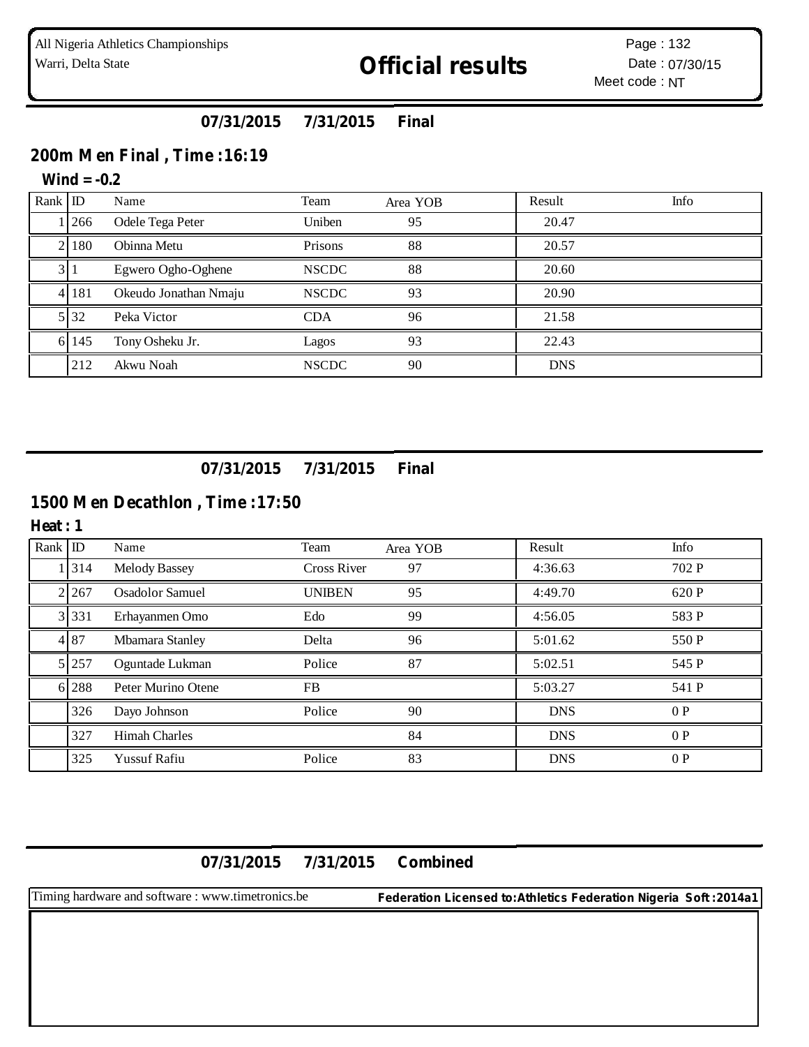All Nigeria Athletics Championships
Warri, Delta State

# Official results

Page : 132
Date : 07/30/15
Meet code : NT

**07/31/2015 7/31/2015 Final**

## 200m Men Final , Time :16:19

**Wind = -0.2**

| Rank | ID | Name | Team | Area YOB | Result | Info |
|---|---|---|---|---|---|---|
| 1 | 266 | Odele Tega Peter | Uniben | 95 | 20.47 | |
| 2 | 180 | Obinna Metu | Prisons | 88 | 20.57 | |
| 3 | 1 | Egwero Ogho-Oghene | NSCDC | 88 | 20.60 | |
| 4 | 181 | Okeudo Jonathan Nmaju | NSCDC | 93 | 20.90 | |
| 5 | 32 | Peka Victor | CDA | 96 | 21.58 | |
| 6 | 145 | Tony Osheku Jr. | Lagos | 93 | 22.43 | |
| | 212 | Akwu Noah | NSCDC | 90 | DNS | |

**07/31/2015 7/31/2015 Final**

## 1500 Men Decathlon , Time :17:50

**Heat : 1**

| Rank | ID | Name | Team | Area YOB | Result | Info |
|---|---|---|---|---|---|---|
| 1 | 314 | Melody Bassey | Cross River | 97 | 4:36.63 | 702 P |
| 2 | 267 | Osadolor Samuel | UNIBEN | 95 | 4:49.70 | 620 P |
| 3 | 331 | Erhayanmen Omo | Edo | 99 | 4:56.05 | 583 P |
| 4 | 87 | Mbamara Stanley | Delta | 96 | 5:01.62 | 550 P |
| 5 | 257 | Oguntade Lukman | Police | 87 | 5:02.51 | 545 P |
| 6 | 288 | Peter Murino Otene | FB | | 5:03.27 | 541 P |
| | 326 | Dayo Johnson | Police | 90 | DNS | 0 P |
| | 327 | Himah Charles | | 84 | DNS | 0 P |
| | 325 | Yussuf Rafiu | Police | 83 | DNS | 0 P |

**07/31/2015 7/31/2015 Combined**

Timing hardware and software : www.timetronics.be

**Federation Licensed to:Athletics Federation Nigeria Soft :2014a1**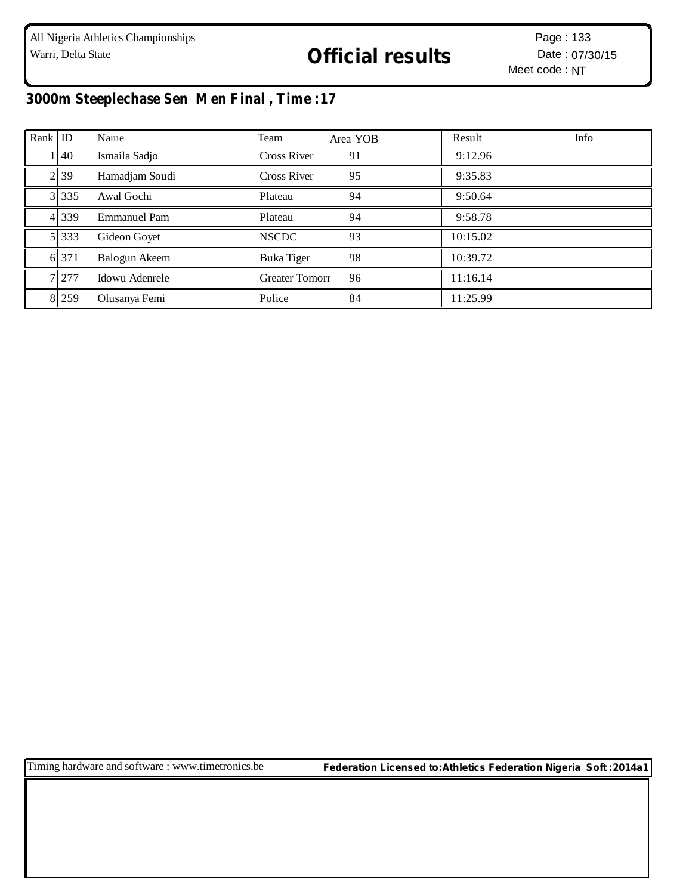All Nigeria Athletics Championships
Warri, Delta State

# Official results

Page : 133
Date : 07/30/15
Meet code : NT

## 3000m Steeplechase Sen Men Final , Time :17

| Rank | ID | Name | Team | Area YOB | Result | Info |
|---|---|---|---|---|---|---|
| 1 | 40 | Ismaila Sadjo | Cross River | 91 | 9:12.96 | |
| 2 | 39 | Hamadjam Soudi | Cross River | 95 | 9:35.83 | |
| 3 | 335 | Awal Gochi | Plateau | 94 | 9:50.64 | |
| 4 | 339 | Emmanuel Pam | Plateau | 94 | 9:58.78 | |
| 5 | 333 | Gideon Goyet | NSCDC | 93 | 10:15.02 | |
| 6 | 371 | Balogun Akeem | Buka Tiger | 98 | 10:39.72 | |
| 7 | 277 | Idowu Adenrele | Greater Tomorr | 96 | 11:16.14 | |
| 8 | 259 | Olusanya Femi | Police | 84 | 11:25.99 | |

Timing hardware and software : www.timetronics.be **Federation Licensed to:Athletics Federation Nigeria Soft :2014a1**